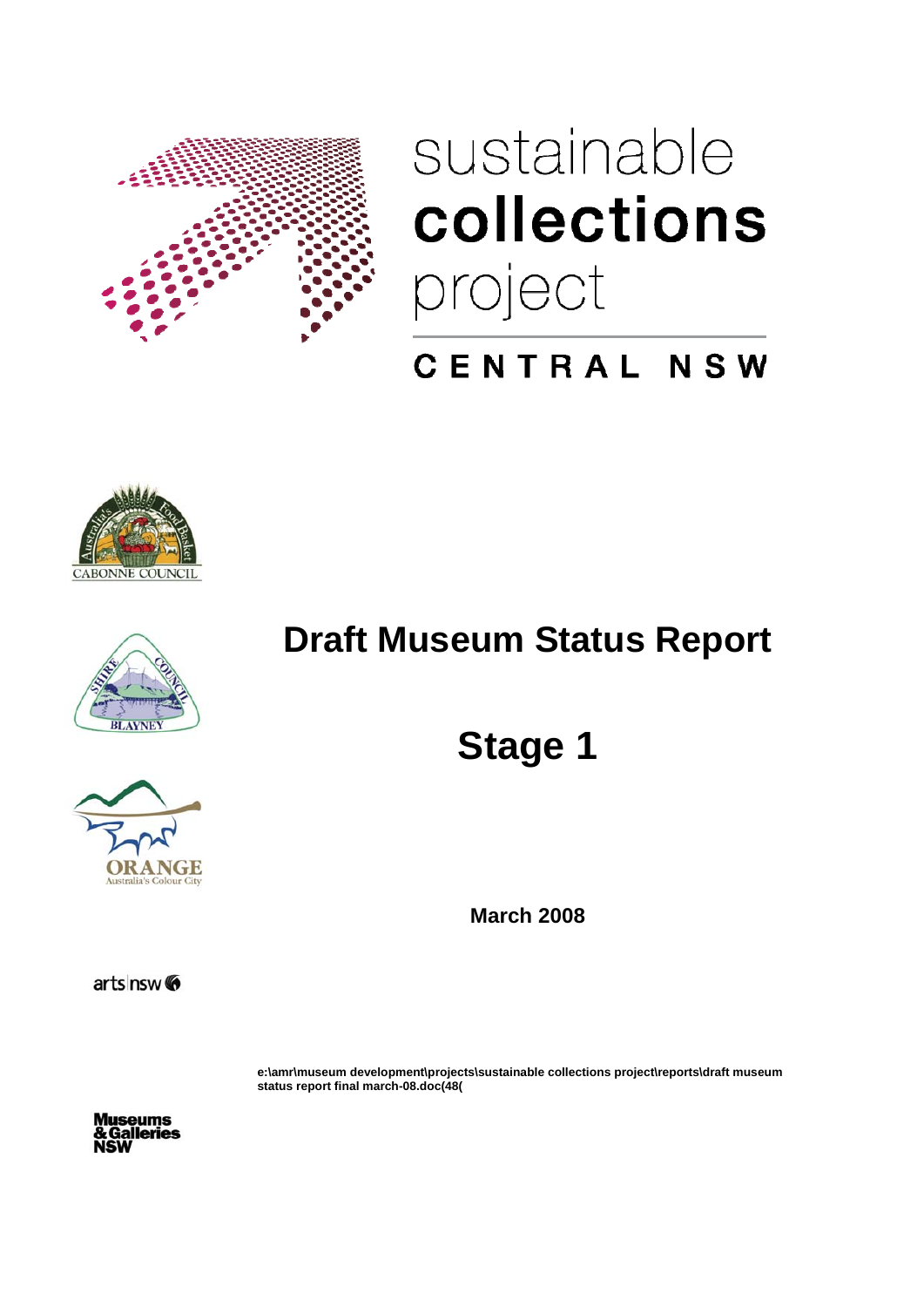sustainable
**collections**
project

CENTRAL NSW

CABONNE COUNCIL

BLAYNEY

ORANGE
Australia's Colour City

# Draft Museum Status Report

## Stage 1

**March 2008**

arts nsw

**e:\amr\museum development\projects\sustainable collections project\reports\draft museum status report final march-08.doc(48(**

Museums & Galleries NSW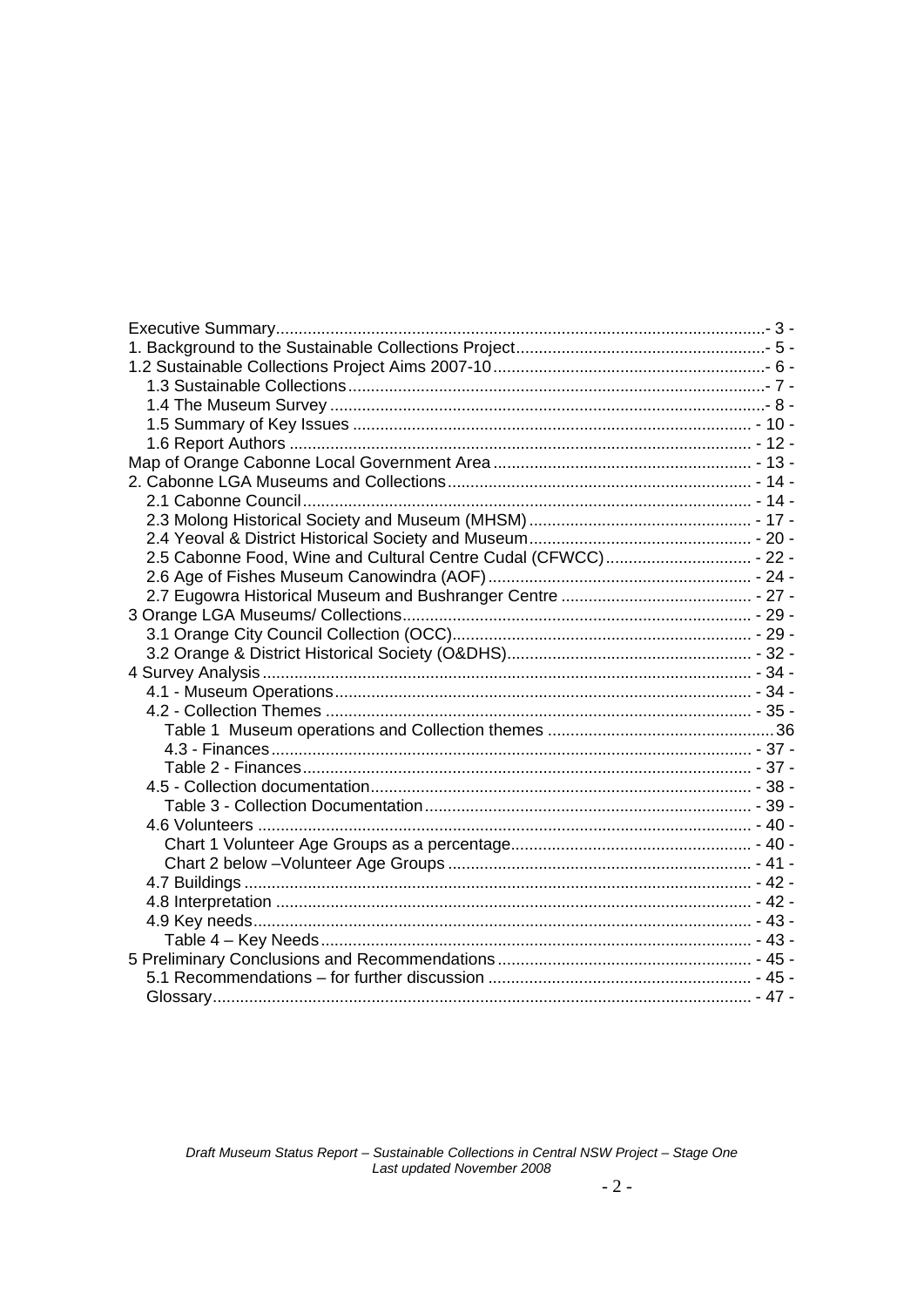Executive Summary ........................................................................................................- 3 -
1. Background to the Sustainable Collections Project ........................................................- 5 -
1.2 Sustainable Collections Project Aims 2007-10 ...............................................................- 6 -
1.3 Sustainable Collections ...............................................................................................- 7 -
1.4 The Museum Survey ....................................................................................................- 8 -
1.5 Summary of Key Issues ............................................................................................. - 10 -
1.6 Report Authors .......................................................................................................... - 12 -
Map of Orange Cabonne Local Government Area ............................................................. - 13 -
2. Cabonne LGA Museums and Collections ..................................................................... - 14 -
2.1 Cabonne Council ........................................................................................................ - 14 -
2.3 Molong Historical Society and Museum (MHSM) .......................................................... - 17 -
2.4 Yeoval & District Historical Society and Museum .......................................................... - 20 -
2.5 Cabonne Food, Wine and Cultural Centre Cudal (CFWCC) ............................................ - 22 -
2.6 Age of Fishes Museum Canowindra (AOF) ................................................................... - 24 -
2.7 Eugowra Historical Museum and Bushranger Centre ..................................................... - 27 -
3 Orange LGA Museums/ Collections ................................................................................ - 29 -
3.1 Orange City Council Collection (OCC) .......................................................................... - 29 -
3.2 Orange & District Historical Society (O&DHS) .............................................................. - 32 -
4 Survey Analysis ............................................................................................................. - 34 -
4.1 - Museum Operations ................................................................................................... - 34 -
4.2 - Collection Themes ..................................................................................................... - 35 -
Table 1 Museum operations and Collection themes ..........................................................36
4.3 - Finances ................................................................................................................... - 37 -
Table 2 - Finances ............................................................................................................ - 37 -
4.5 - Collection documentation ........................................................................................... - 38 -
Table 3 - Collection Documentation ................................................................................. - 39 -
4.6 Volunteers .................................................................................................................. - 40 -
Chart 1 Volunteer Age Groups as a percentage ................................................................ - 40 -
Chart 2 below –Volunteer Age Groups ............................................................................. - 41 -
4.7 Buildings ..................................................................................................................... - 42 -
4.8 Interpretation ............................................................................................................... - 42 -
4.9 Key needs .................................................................................................................... - 43 -
Table 4 – Key Needs ......................................................................................................... - 43 -
5 Preliminary Conclusions and Recommendations ............................................................. - 45 -
5.1 Recommendations – for further discussion .................................................................... - 45 -
Glossary ............................................................................................................................ - 47 -

*Draft Museum Status Report – Sustainable Collections in Central NSW Project – Stage One*
*Last updated November 2008*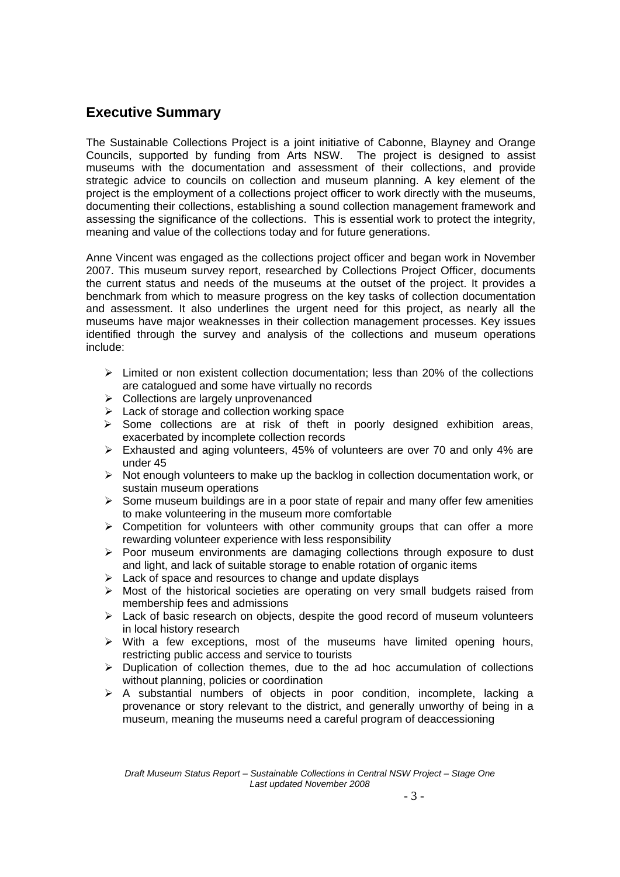## Executive Summary

The Sustainable Collections Project is a joint initiative of Cabonne, Blayney and Orange Councils, supported by funding from Arts NSW. The project is designed to assist museums with the documentation and assessment of their collections, and provide strategic advice to councils on collection and museum planning. A key element of the project is the employment of a collections project officer to work directly with the museums, documenting their collections, establishing a sound collection management framework and assessing the significance of the collections. This is essential work to protect the integrity, meaning and value of the collections today and for future generations.

Anne Vincent was engaged as the collections project officer and began work in November 2007. This museum survey report, researched by Collections Project Officer, documents the current status and needs of the museums at the outset of the project. It provides a benchmark from which to measure progress on the key tasks of collection documentation and assessment. It also underlines the urgent need for this project, as nearly all the museums have major weaknesses in their collection management processes. Key issues identified through the survey and analysis of the collections and museum operations include:

- Limited or non existent collection documentation; less than 20% of the collections are catalogued and some have virtually no records
- Collections are largely unprovenanced
- Lack of storage and collection working space
- Some collections are at risk of theft in poorly designed exhibition areas, exacerbated by incomplete collection records
- Exhausted and aging volunteers, 45% of volunteers are over 70 and only 4% are under 45
- Not enough volunteers to make up the backlog in collection documentation work, or sustain museum operations
- Some museum buildings are in a poor state of repair and many offer few amenities to make volunteering in the museum more comfortable
- Competition for volunteers with other community groups that can offer a more rewarding volunteer experience with less responsibility
- Poor museum environments are damaging collections through exposure to dust and light, and lack of suitable storage to enable rotation of organic items
- Lack of space and resources to change and update displays
- Most of the historical societies are operating on very small budgets raised from membership fees and admissions
- Lack of basic research on objects, despite the good record of museum volunteers in local history research
- With a few exceptions, most of the museums have limited opening hours, restricting public access and service to tourists
- Duplication of collection themes, due to the ad hoc accumulation of collections without planning, policies or coordination
- A substantial numbers of objects in poor condition, incomplete, lacking a provenance or story relevant to the district, and generally unworthy of being in a museum, meaning the museums need a careful program of deaccessioning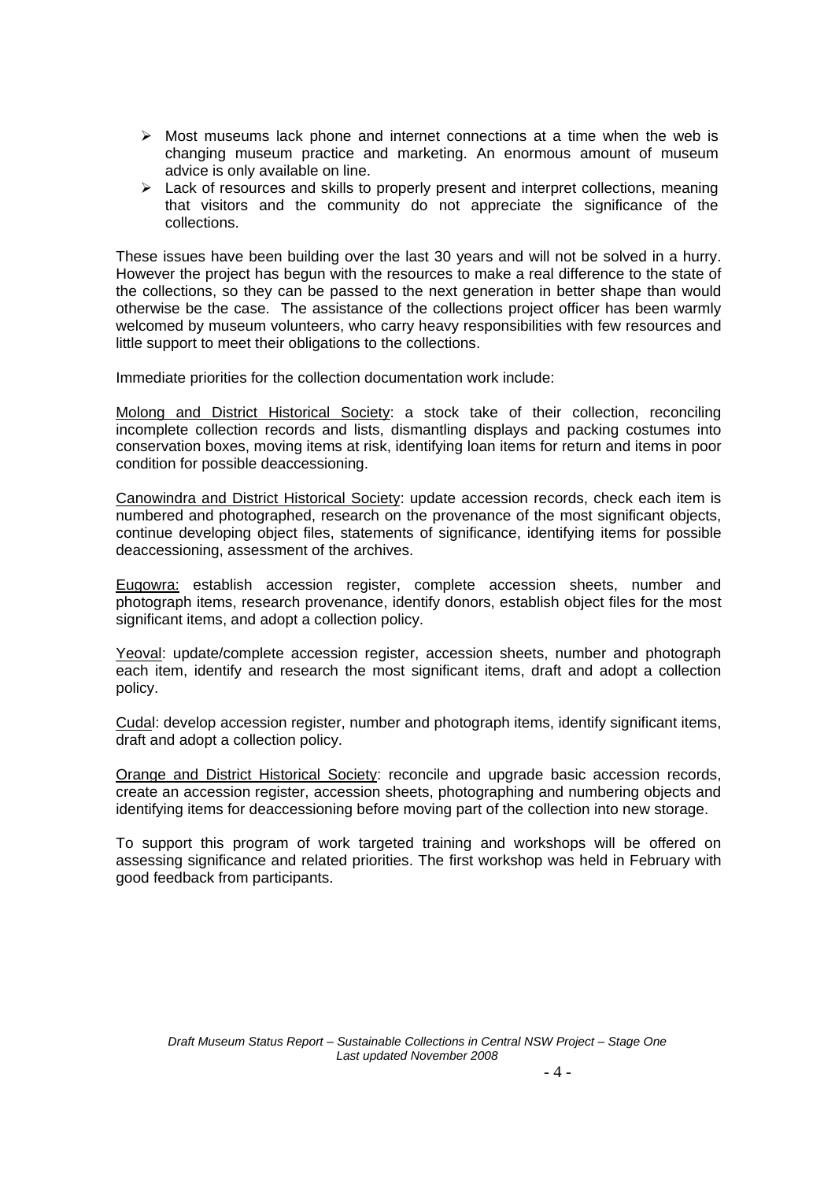- Most museums lack phone and internet connections at a time when the web is changing museum practice and marketing. An enormous amount of museum advice is only available on line.
- Lack of resources and skills to properly present and interpret collections, meaning that visitors and the community do not appreciate the significance of the collections.

These issues have been building over the last 30 years and will not be solved in a hurry. However the project has begun with the resources to make a real difference to the state of the collections, so they can be passed to the next generation in better shape than would otherwise be the case. The assistance of the collections project officer has been warmly welcomed by museum volunteers, who carry heavy responsibilities with few resources and little support to meet their obligations to the collections.

Immediate priorities for the collection documentation work include:

<u>Molong and District Historical Society</u>: a stock take of their collection, reconciling incomplete collection records and lists, dismantling displays and packing costumes into conservation boxes, moving items at risk, identifying loan items for return and items in poor condition for possible deaccessioning.

<u>Canowindra and District Historical Society</u>: update accession records, check each item is numbered and photographed, research on the provenance of the most significant objects, continue developing object files, statements of significance, identifying items for possible deaccessioning, assessment of the archives.

<u>Eugowra:</u> establish accession register, complete accession sheets, number and photograph items, research provenance, identify donors, establish object files for the most significant items, and adopt a collection policy.

<u>Yeoval</u>: update/complete accession register, accession sheets, number and photograph each item, identify and research the most significant items, draft and adopt a collection policy.

<u>Cudal</u>: develop accession register, number and photograph items, identify significant items, draft and adopt a collection policy.

<u>Orange and District Historical Society</u>: reconcile and upgrade basic accession records, create an accession register, accession sheets, photographing and numbering objects and identifying items for deaccessioning before moving part of the collection into new storage.

To support this program of work targeted training and workshops will be offered on assessing significance and related priorities. The first workshop was held in February with good feedback from participants.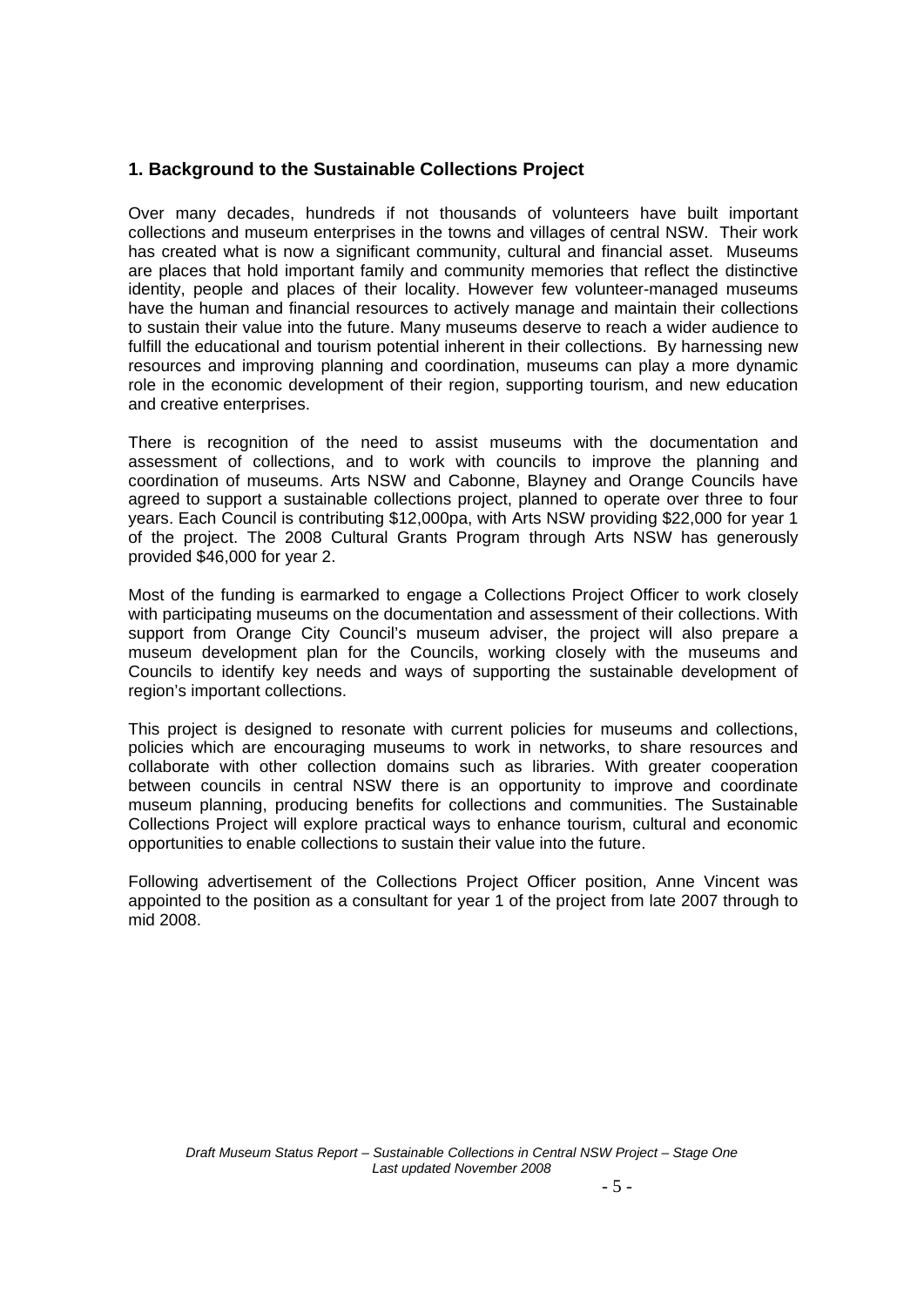## 1. Background to the Sustainable Collections Project

Over many decades, hundreds if not thousands of volunteers have built important collections and museum enterprises in the towns and villages of central NSW. Their work has created what is now a significant community, cultural and financial asset. Museums are places that hold important family and community memories that reflect the distinctive identity, people and places of their locality. However few volunteer-managed museums have the human and financial resources to actively manage and maintain their collections to sustain their value into the future. Many museums deserve to reach a wider audience to fulfill the educational and tourism potential inherent in their collections. By harnessing new resources and improving planning and coordination, museums can play a more dynamic role in the economic development of their region, supporting tourism, and new education and creative enterprises.

There is recognition of the need to assist museums with the documentation and assessment of collections, and to work with councils to improve the planning and coordination of museums. Arts NSW and Cabonne, Blayney and Orange Councils have agreed to support a sustainable collections project, planned to operate over three to four years. Each Council is contributing $12,000pa, with Arts NSW providing $22,000 for year 1 of the project. The 2008 Cultural Grants Program through Arts NSW has generously provided $46,000 for year 2.

Most of the funding is earmarked to engage a Collections Project Officer to work closely with participating museums on the documentation and assessment of their collections. With support from Orange City Council's museum adviser, the project will also prepare a museum development plan for the Councils, working closely with the museums and Councils to identify key needs and ways of supporting the sustainable development of region's important collections.

This project is designed to resonate with current policies for museums and collections, policies which are encouraging museums to work in networks, to share resources and collaborate with other collection domains such as libraries. With greater cooperation between councils in central NSW there is an opportunity to improve and coordinate museum planning, producing benefits for collections and communities. The Sustainable Collections Project will explore practical ways to enhance tourism, cultural and economic opportunities to enable collections to sustain their value into the future.

Following advertisement of the Collections Project Officer position, Anne Vincent was appointed to the position as a consultant for year 1 of the project from late 2007 through to mid 2008.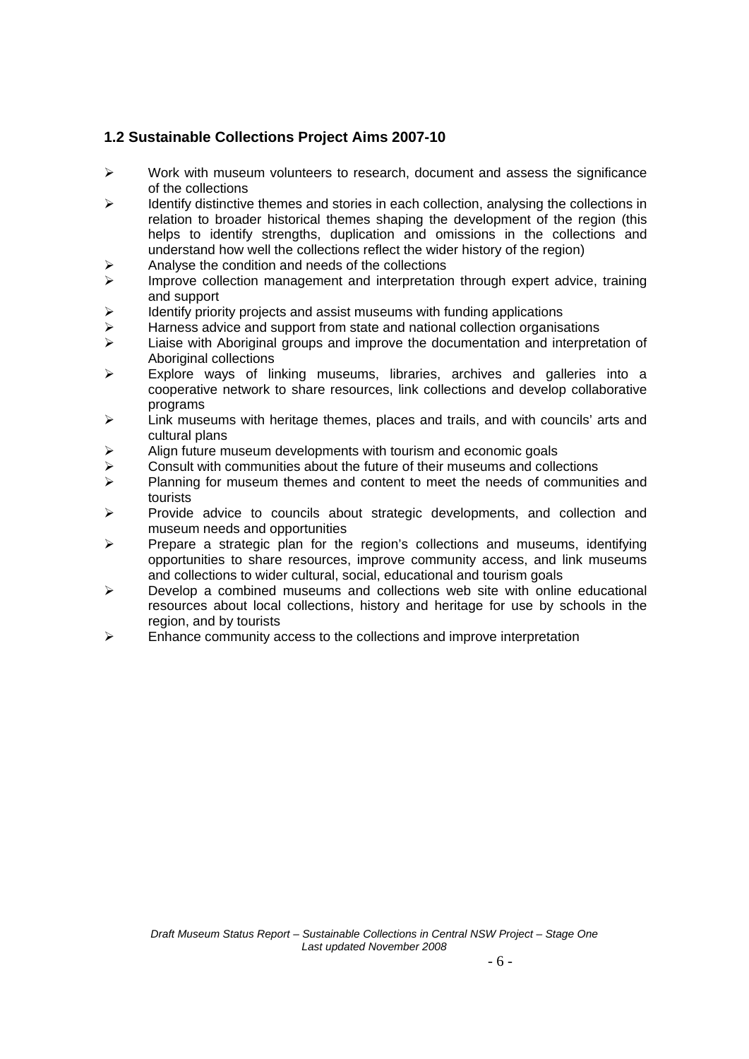## 1.2 Sustainable Collections Project Aims 2007-10

- Work with museum volunteers to research, document and assess the significance of the collections
- Identify distinctive themes and stories in each collection, analysing the collections in relation to broader historical themes shaping the development of the region (this helps to identify strengths, duplication and omissions in the collections and understand how well the collections reflect the wider history of the region)
- Analyse the condition and needs of the collections
- Improve collection management and interpretation through expert advice, training and support
- Identify priority projects and assist museums with funding applications
- Harness advice and support from state and national collection organisations
- Liaise with Aboriginal groups and improve the documentation and interpretation of Aboriginal collections
- Explore ways of linking museums, libraries, archives and galleries into a cooperative network to share resources, link collections and develop collaborative programs
- Link museums with heritage themes, places and trails, and with councils' arts and cultural plans
- Align future museum developments with tourism and economic goals
- Consult with communities about the future of their museums and collections
- Planning for museum themes and content to meet the needs of communities and tourists
- Provide advice to councils about strategic developments, and collection and museum needs and opportunities
- Prepare a strategic plan for the region's collections and museums, identifying opportunities to share resources, improve community access, and link museums and collections to wider cultural, social, educational and tourism goals
- Develop a combined museums and collections web site with online educational resources about local collections, history and heritage for use by schools in the region, and by tourists
- Enhance community access to the collections and improve interpretation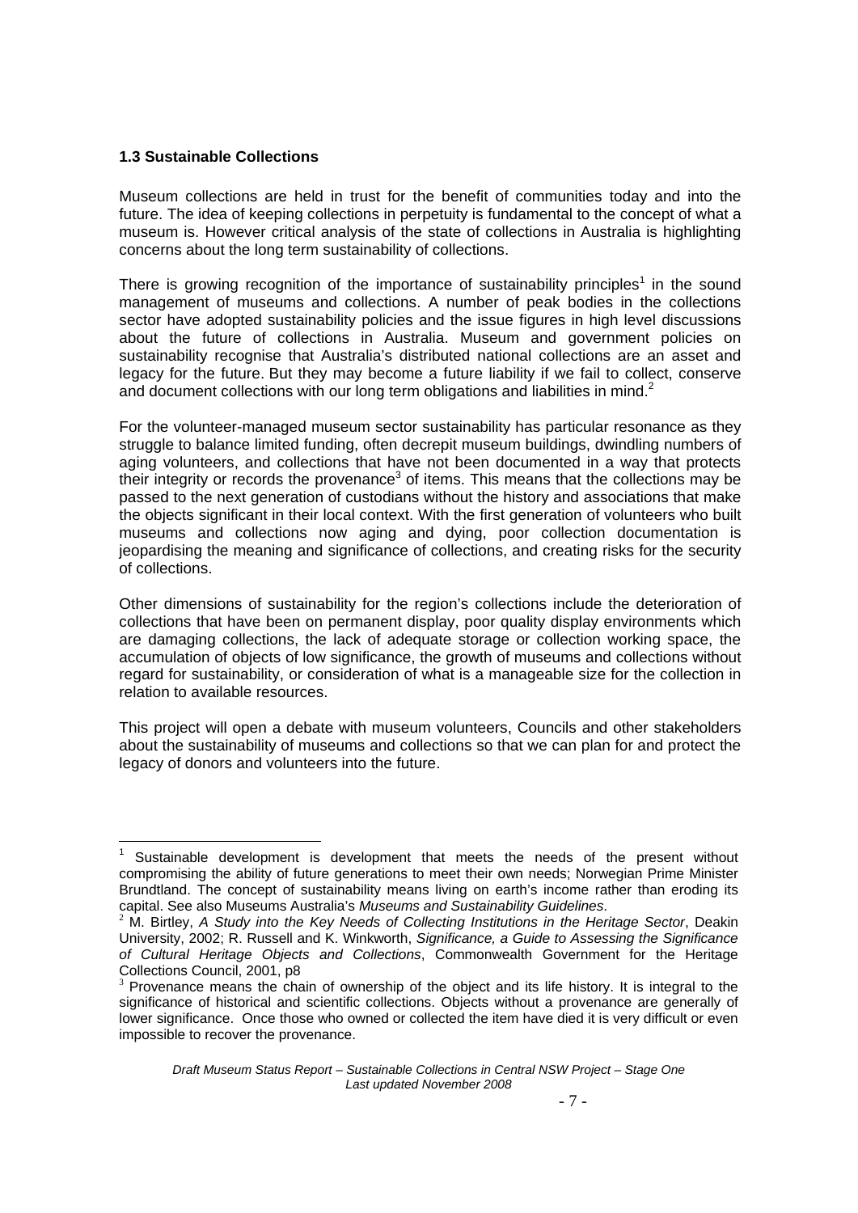### 1.3 Sustainable Collections

Museum collections are held in trust for the benefit of communities today and into the future. The idea of keeping collections in perpetuity is fundamental to the concept of what a museum is. However critical analysis of the state of collections in Australia is highlighting concerns about the long term sustainability of collections.

There is growing recognition of the importance of sustainability principles[1] in the sound management of museums and collections. A number of peak bodies in the collections sector have adopted sustainability policies and the issue figures in high level discussions about the future of collections in Australia. Museum and government policies on sustainability recognise that Australia's distributed national collections are an asset and legacy for the future. But they may become a future liability if we fail to collect, conserve and document collections with our long term obligations and liabilities in mind.[2]

For the volunteer-managed museum sector sustainability has particular resonance as they struggle to balance limited funding, often decrepit museum buildings, dwindling numbers of aging volunteers, and collections that have not been documented in a way that protects their integrity or records the provenance[3] of items. This means that the collections may be passed to the next generation of custodians without the history and associations that make the objects significant in their local context. With the first generation of volunteers who built museums and collections now aging and dying, poor collection documentation is jeopardising the meaning and significance of collections, and creating risks for the security of collections.

Other dimensions of sustainability for the region's collections include the deterioration of collections that have been on permanent display, poor quality display environments which are damaging collections, the lack of adequate storage or collection working space, the accumulation of objects of low significance, the growth of museums and collections without regard for sustainability, or consideration of what is a manageable size for the collection in relation to available resources.

This project will open a debate with museum volunteers, Councils and other stakeholders about the sustainability of museums and collections so that we can plan for and protect the legacy of donors and volunteers into the future.

---

[1] Sustainable development is development that meets the needs of the present without compromising the ability of future generations to meet their own needs; Norwegian Prime Minister Brundtland. The concept of sustainability means living on earth's income rather than eroding its capital. See also Museums Australia's *Museums and Sustainability Guidelines*.

[2] M. Birtley, *A Study into the Key Needs of Collecting Institutions in the Heritage Sector*, Deakin University, 2002; R. Russell and K. Winkworth, *Significance, a Guide to Assessing the Significance of Cultural Heritage Objects and Collections*, Commonwealth Government for the Heritage Collections Council, 2001, p8

[3] Provenance means the chain of ownership of the object and its life history. It is integral to the significance of historical and scientific collections. Objects without a provenance are generally of lower significance. Once those who owned or collected the item have died it is very difficult or even impossible to recover the provenance.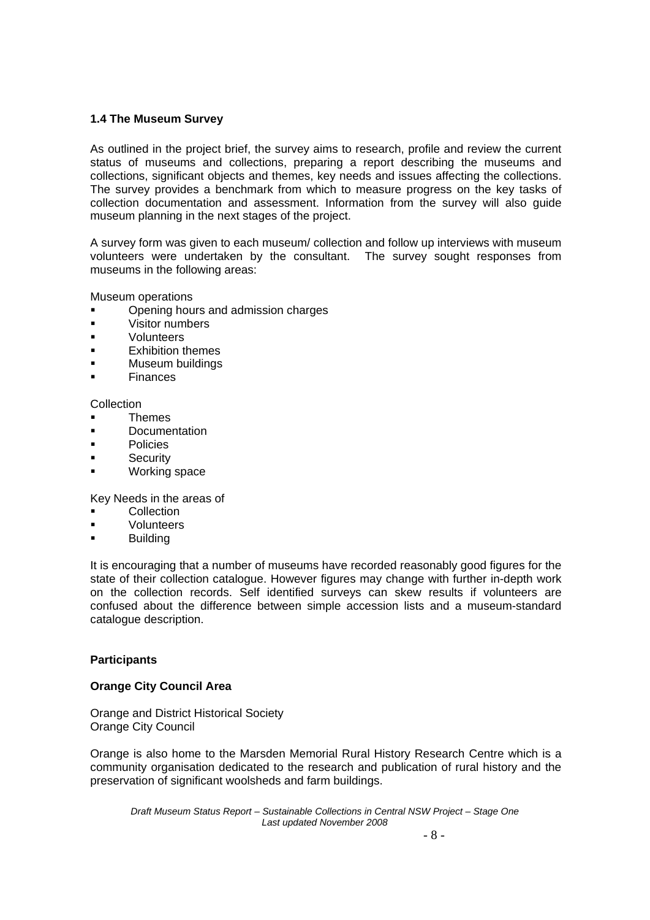### 1.4 The Museum Survey

As outlined in the project brief, the survey aims to research, profile and review the current status of museums and collections, preparing a report describing the museums and collections, significant objects and themes, key needs and issues affecting the collections. The survey provides a benchmark from which to measure progress on the key tasks of collection documentation and assessment. Information from the survey will also guide museum planning in the next stages of the project.

A survey form was given to each museum/ collection and follow up interviews with museum volunteers were undertaken by the consultant. The survey sought responses from museums in the following areas:

Museum operations

- Opening hours and admission charges
- Visitor numbers
- Volunteers
- Exhibition themes
- Museum buildings
- Finances

Collection

- Themes
- Documentation
- Policies
- Security
- Working space

Key Needs in the areas of

- Collection
- Volunteers
- Building

It is encouraging that a number of museums have recorded reasonably good figures for the state of their collection catalogue. However figures may change with further in-depth work on the collection records. Self identified surveys can skew results if volunteers are confused about the difference between simple accession lists and a museum-standard catalogue description.

**Participants**

**Orange City Council Area**

Orange and District Historical Society
Orange City Council

Orange is also home to the Marsden Memorial Rural History Research Centre which is a community organisation dedicated to the research and publication of rural history and the preservation of significant woolsheds and farm buildings.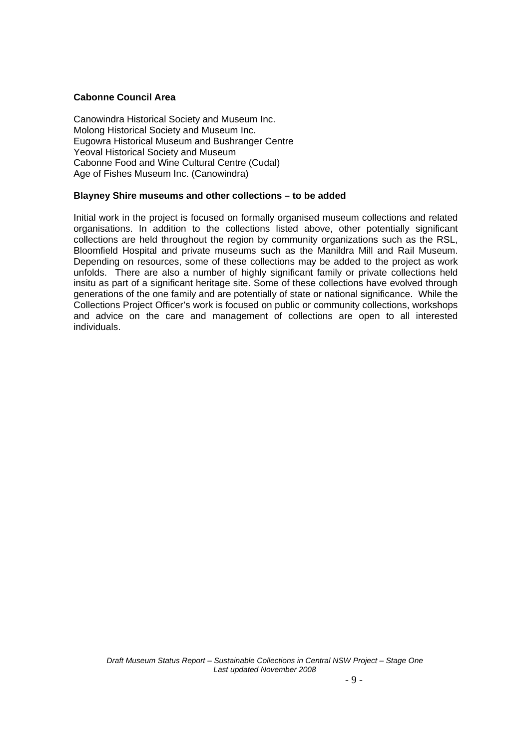**Cabonne Council Area**

Canowindra Historical Society and Museum Inc.
Molong Historical Society and Museum Inc.
Eugowra Historical Museum and Bushranger Centre
Yeoval Historical Society and Museum
Cabonne Food and Wine Cultural Centre (Cudal)
Age of Fishes Museum Inc. (Canowindra)

**Blayney Shire museums and other collections – to be added**

Initial work in the project is focused on formally organised museum collections and related organisations. In addition to the collections listed above, other potentially significant collections are held throughout the region by community organizations such as the RSL, Bloomfield Hospital and private museums such as the Manildra Mill and Rail Museum. Depending on resources, some of these collections may be added to the project as work unfolds. There are also a number of highly significant family or private collections held insitu as part of a significant heritage site. Some of these collections have evolved through generations of the one family and are potentially of state or national significance. While the Collections Project Officer's work is focused on public or community collections, workshops and advice on the care and management of collections are open to all interested individuals.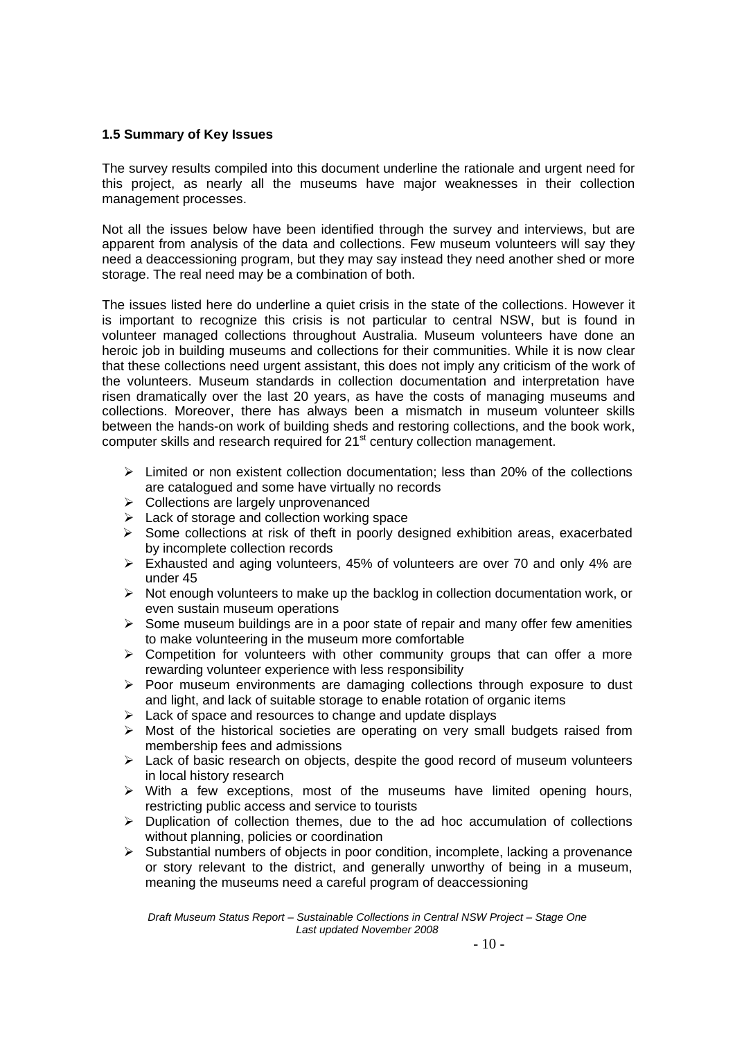### 1.5 Summary of Key Issues

The survey results compiled into this document underline the rationale and urgent need for this project, as nearly all the museums have major weaknesses in their collection management processes.

Not all the issues below have been identified through the survey and interviews, but are apparent from analysis of the data and collections. Few museum volunteers will say they need a deaccessioning program, but they may say instead they need another shed or more storage. The real need may be a combination of both.

The issues listed here do underline a quiet crisis in the state of the collections. However it is important to recognize this crisis is not particular to central NSW, but is found in volunteer managed collections throughout Australia. Museum volunteers have done an heroic job in building museums and collections for their communities. While it is now clear that these collections need urgent assistant, this does not imply any criticism of the work of the volunteers. Museum standards in collection documentation and interpretation have risen dramatically over the last 20 years, as have the costs of managing museums and collections. Moreover, there has always been a mismatch in museum volunteer skills between the hands-on work of building sheds and restoring collections, and the book work, computer skills and research required for 21st century collection management.

- Limited or non existent collection documentation; less than 20% of the collections are catalogued and some have virtually no records
- Collections are largely unprovenanced
- Lack of storage and collection working space
- Some collections at risk of theft in poorly designed exhibition areas, exacerbated by incomplete collection records
- Exhausted and aging volunteers, 45% of volunteers are over 70 and only 4% are under 45
- Not enough volunteers to make up the backlog in collection documentation work, or even sustain museum operations
- Some museum buildings are in a poor state of repair and many offer few amenities to make volunteering in the museum more comfortable
- Competition for volunteers with other community groups that can offer a more rewarding volunteer experience with less responsibility
- Poor museum environments are damaging collections through exposure to dust and light, and lack of suitable storage to enable rotation of organic items
- Lack of space and resources to change and update displays
- Most of the historical societies are operating on very small budgets raised from membership fees and admissions
- Lack of basic research on objects, despite the good record of museum volunteers in local history research
- With a few exceptions, most of the museums have limited opening hours, restricting public access and service to tourists
- Duplication of collection themes, due to the ad hoc accumulation of collections without planning, policies or coordination
- Substantial numbers of objects in poor condition, incomplete, lacking a provenance or story relevant to the district, and generally unworthy of being in a museum, meaning the museums need a careful program of deaccessioning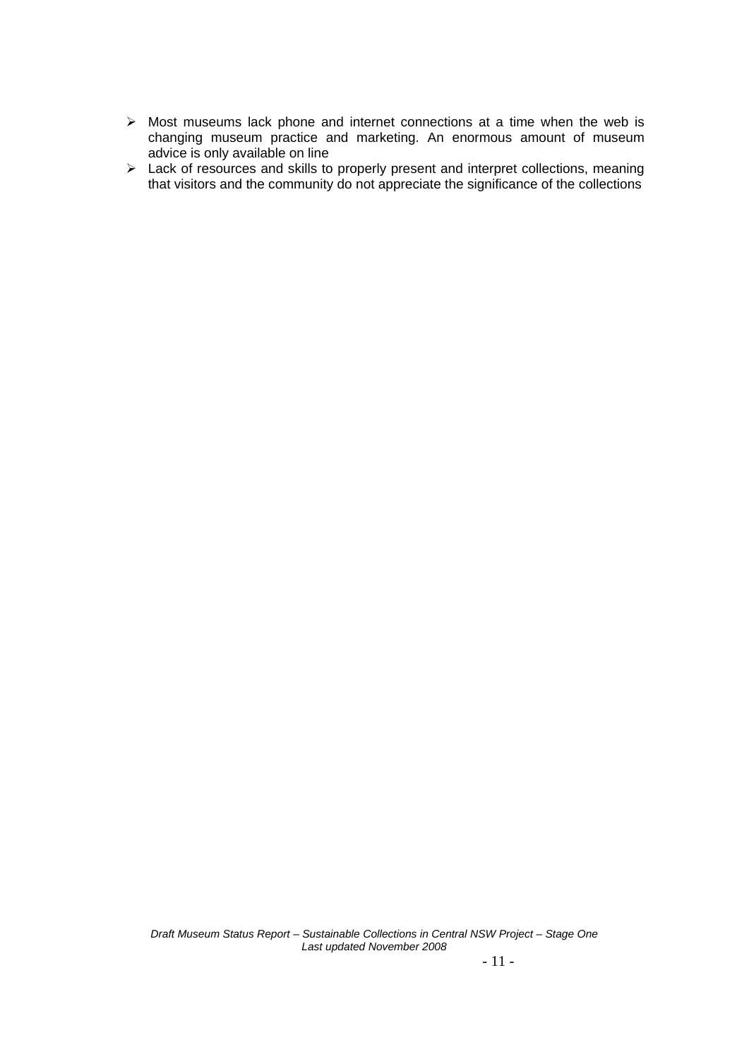- Most museums lack phone and internet connections at a time when the web is changing museum practice and marketing. An enormous amount of museum advice is only available on line
- Lack of resources and skills to properly present and interpret collections, meaning that visitors and the community do not appreciate the significance of the collections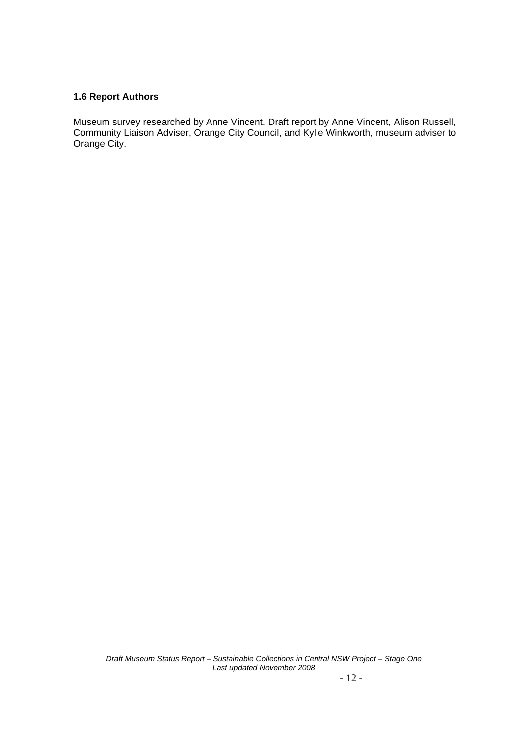### 1.6 Report Authors

Museum survey researched by Anne Vincent. Draft report by Anne Vincent, Alison Russell, Community Liaison Adviser, Orange City Council, and Kylie Winkworth, museum adviser to Orange City.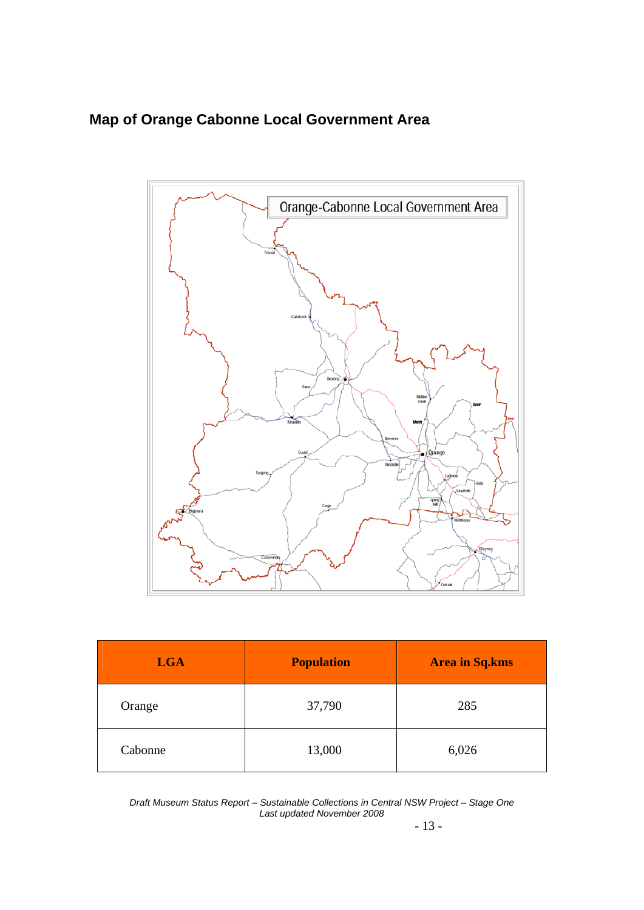## Map of Orange Cabonne Local Government Area

| LGA | Population | Area in Sq.kms |
|---|---|---|
| Orange | 37,790 | 285 |
| Cabonne | 13,000 | 6,026 |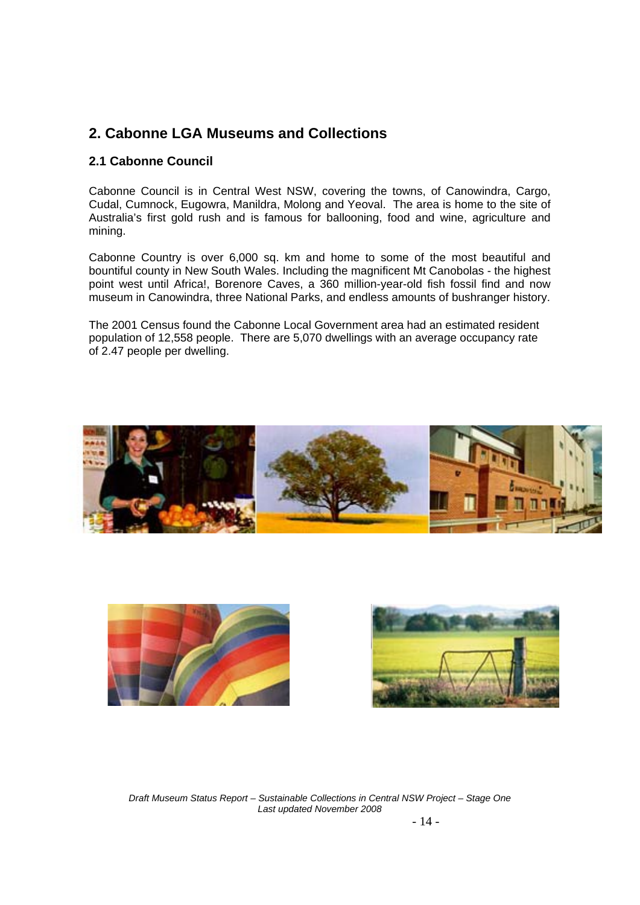# 2. Cabonne LGA Museums and Collections

## 2.1 Cabonne Council

Cabonne Council is in Central West NSW, covering the towns, of Canowindra, Cargo, Cudal, Cumnock, Eugowra, Manildra, Molong and Yeoval. The area is home to the site of Australia's first gold rush and is famous for ballooning, food and wine, agriculture and mining.

Cabonne Country is over 6,000 sq. km and home to some of the most beautiful and bountiful county in New South Wales. Including the magnificent Mt Canobolas - the highest point west until Africa!, Borenore Caves, a 360 million-year-old fish fossil find and now museum in Canowindra, three National Parks, and endless amounts of bushranger history.

The 2001 Census found the Cabonne Local Government area had an estimated resident population of 12,558 people. There are 5,070 dwellings with an average occupancy rate of 2.47 people per dwelling.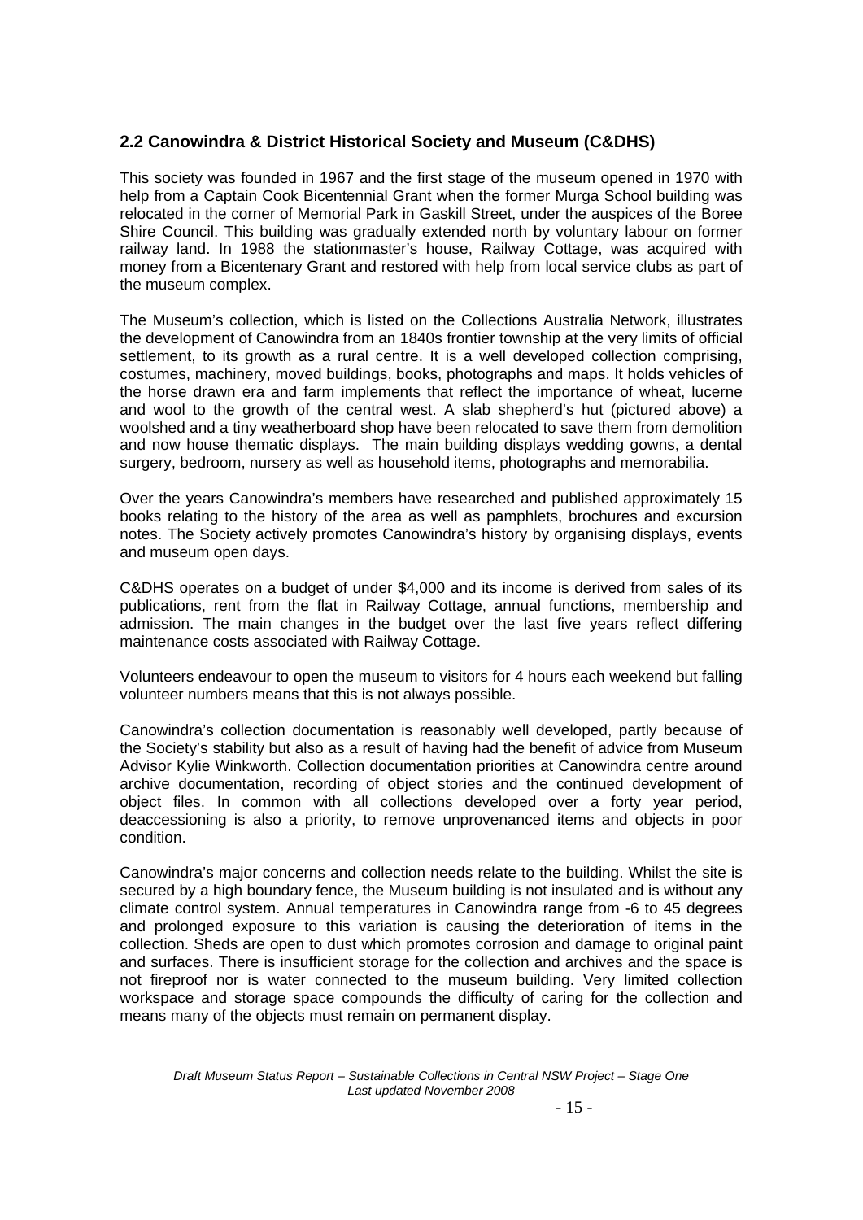## 2.2 Canowindra & District Historical Society and Museum (C&DHS)

This society was founded in 1967 and the first stage of the museum opened in 1970 with help from a Captain Cook Bicentennial Grant when the former Murga School building was relocated in the corner of Memorial Park in Gaskill Street, under the auspices of the Boree Shire Council. This building was gradually extended north by voluntary labour on former railway land. In 1988 the stationmaster's house, Railway Cottage, was acquired with money from a Bicentenary Grant and restored with help from local service clubs as part of the museum complex.

The Museum's collection, which is listed on the Collections Australia Network, illustrates the development of Canowindra from an 1840s frontier township at the very limits of official settlement, to its growth as a rural centre. It is a well developed collection comprising, costumes, machinery, moved buildings, books, photographs and maps. It holds vehicles of the horse drawn era and farm implements that reflect the importance of wheat, lucerne and wool to the growth of the central west. A slab shepherd's hut (pictured above) a woolshed and a tiny weatherboard shop have been relocated to save them from demolition and now house thematic displays. The main building displays wedding gowns, a dental surgery, bedroom, nursery as well as household items, photographs and memorabilia.

Over the years Canowindra's members have researched and published approximately 15 books relating to the history of the area as well as pamphlets, brochures and excursion notes. The Society actively promotes Canowindra's history by organising displays, events and museum open days.

C&DHS operates on a budget of under $4,000 and its income is derived from sales of its publications, rent from the flat in Railway Cottage, annual functions, membership and admission. The main changes in the budget over the last five years reflect differing maintenance costs associated with Railway Cottage.

Volunteers endeavour to open the museum to visitors for 4 hours each weekend but falling volunteer numbers means that this is not always possible.

Canowindra's collection documentation is reasonably well developed, partly because of the Society's stability but also as a result of having had the benefit of advice from Museum Advisor Kylie Winkworth. Collection documentation priorities at Canowindra centre around archive documentation, recording of object stories and the continued development of object files. In common with all collections developed over a forty year period, deaccessioning is also a priority, to remove unprovenanced items and objects in poor condition.

Canowindra's major concerns and collection needs relate to the building. Whilst the site is secured by a high boundary fence, the Museum building is not insulated and is without any climate control system. Annual temperatures in Canowindra range from -6 to 45 degrees and prolonged exposure to this variation is causing the deterioration of items in the collection. Sheds are open to dust which promotes corrosion and damage to original paint and surfaces. There is insufficient storage for the collection and archives and the space is not fireproof nor is water connected to the museum building. Very limited collection workspace and storage space compounds the difficulty of caring for the collection and means many of the objects must remain on permanent display.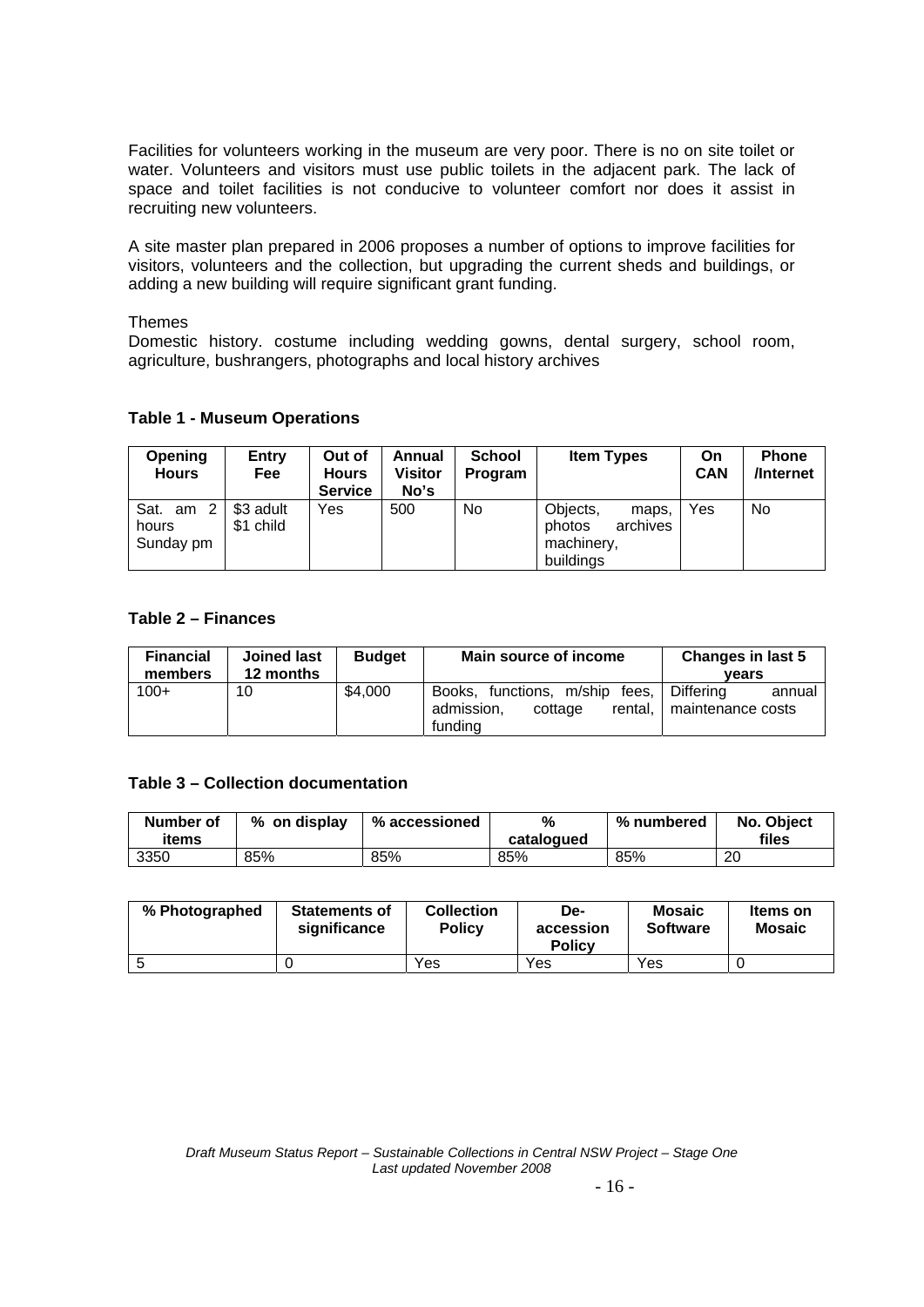Facilities for volunteers working in the museum are very poor. There is no on site toilet or water. Volunteers and visitors must use public toilets in the adjacent park. The lack of space and toilet facilities is not conducive to volunteer comfort nor does it assist in recruiting new volunteers.

A site master plan prepared in 2006 proposes a number of options to improve facilities for visitors, volunteers and the collection, but upgrading the current sheds and buildings, or adding a new building will require significant grant funding.

Themes

Domestic history. costume including wedding gowns, dental surgery, school room, agriculture, bushrangers, photographs and local history archives

**Table 1 - Museum Operations**

| Opening Hours | Entry Fee | Out of Hours Service | Annual Visitor No's | School Program | Item Types | On CAN | Phone /Internet |
|---|---|---|---|---|---|---|---|
| Sat. am 2 hours Sunday pm | $3 adult $1 child | Yes | 500 | No | Objects, maps, photos archives machinery, buildings | Yes | No |

**Table 2 – Finances**

| Financial members | Joined last 12 months | Budget | Main source of income | Changes in last 5 years |
|---|---|---|---|---|
| 100+ | 10 | $4,000 | Books, functions, m/ship fees, admission, cottage rental, funding | Differing annual maintenance costs |

**Table 3 – Collection documentation**

| Number of items | % on display | % accessioned | % catalogued | % numbered | No. Object files |
|---|---|---|---|---|---|
| 3350 | 85% | 85% | 85% | 85% | 20 |

| % Photographed | Statements of significance | Collection Policy | De-accession Policy | Mosaic Software | Items on Mosaic |
|---|---|---|---|---|---|
| 5 | 0 | Yes | Yes | Yes | 0 |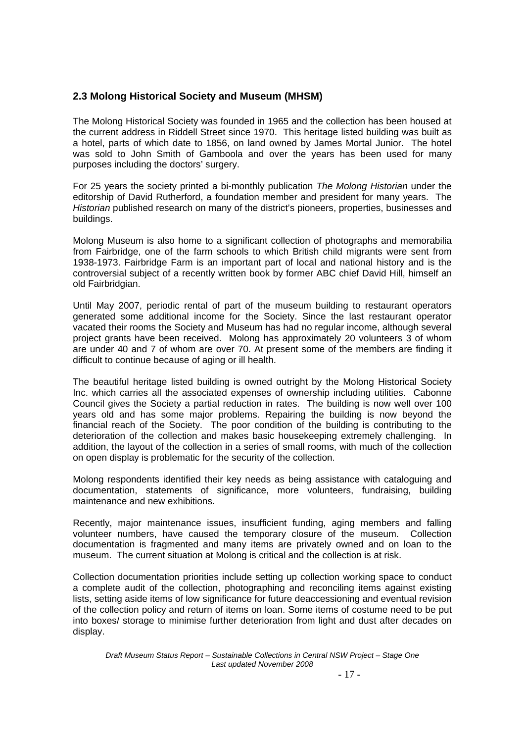## 2.3 Molong Historical Society and Museum (MHSM)

The Molong Historical Society was founded in 1965 and the collection has been housed at the current address in Riddell Street since 1970. This heritage listed building was built as a hotel, parts of which date to 1856, on land owned by James Mortal Junior. The hotel was sold to John Smith of Gamboola and over the years has been used for many purposes including the doctors' surgery.

For 25 years the society printed a bi-monthly publication *The Molong Historian* under the editorship of David Rutherford, a foundation member and president for many years. The *Historian* published research on many of the district's pioneers, properties, businesses and buildings.

Molong Museum is also home to a significant collection of photographs and memorabilia from Fairbridge, one of the farm schools to which British child migrants were sent from 1938-1973. Fairbridge Farm is an important part of local and national history and is the controversial subject of a recently written book by former ABC chief David Hill, himself an old Fairbridgian.

Until May 2007, periodic rental of part of the museum building to restaurant operators generated some additional income for the Society. Since the last restaurant operator vacated their rooms the Society and Museum has had no regular income, although several project grants have been received. Molong has approximately 20 volunteers 3 of whom are under 40 and 7 of whom are over 70. At present some of the members are finding it difficult to continue because of aging or ill health.

The beautiful heritage listed building is owned outright by the Molong Historical Society Inc. which carries all the associated expenses of ownership including utilities. Cabonne Council gives the Society a partial reduction in rates. The building is now well over 100 years old and has some major problems. Repairing the building is now beyond the financial reach of the Society. The poor condition of the building is contributing to the deterioration of the collection and makes basic housekeeping extremely challenging. In addition, the layout of the collection in a series of small rooms, with much of the collection on open display is problematic for the security of the collection.

Molong respondents identified their key needs as being assistance with cataloguing and documentation, statements of significance, more volunteers, fundraising, building maintenance and new exhibitions.

Recently, major maintenance issues, insufficient funding, aging members and falling volunteer numbers, have caused the temporary closure of the museum. Collection documentation is fragmented and many items are privately owned and on loan to the museum. The current situation at Molong is critical and the collection is at risk.

Collection documentation priorities include setting up collection working space to conduct a complete audit of the collection, photographing and reconciling items against existing lists, setting aside items of low significance for future deaccessioning and eventual revision of the collection policy and return of items on loan. Some items of costume need to be put into boxes/ storage to minimise further deterioration from light and dust after decades on display.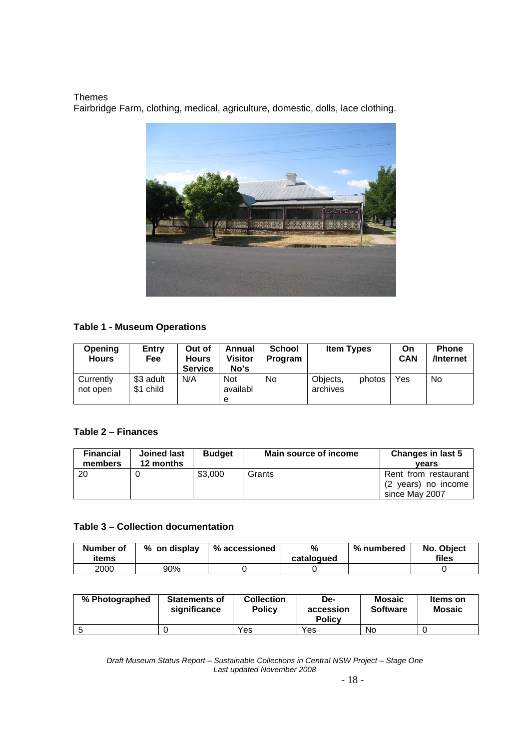Themes
Fairbridge Farm, clothing, medical, agriculture, domestic, dolls, lace clothing.

**Table 1 - Museum Operations**

| Opening Hours | Entry Fee | Out of Hours Service | Annual Visitor No's | School Program | Item Types | On CAN | Phone /Internet |
|---|---|---|---|---|---|---|---|
| Currently not open | $3 adult $1 child | N/A | Not available | No | Objects, photos archives | Yes | No |

**Table 2 – Finances**

| Financial members | Joined last 12 months | Budget | Main source of income | Changes in last 5 years |
|---|---|---|---|---|
| 20 | 0 | $3,000 | Grants | Rent from restaurant (2 years) no income since May 2007 |

**Table 3 – Collection documentation**

| Number of items | % on display | % accessioned | % catalogued | % numbered | No. Object files |
|---|---|---|---|---|---|
| 2000 | 90% | 0 | 0 | | 0 |

| % Photographed | Statements of significance | Collection Policy | De-accession Policy | Mosaic Software | Items on Mosaic |
|---|---|---|---|---|---|
| 5 | 0 | Yes | Yes | No | 0 |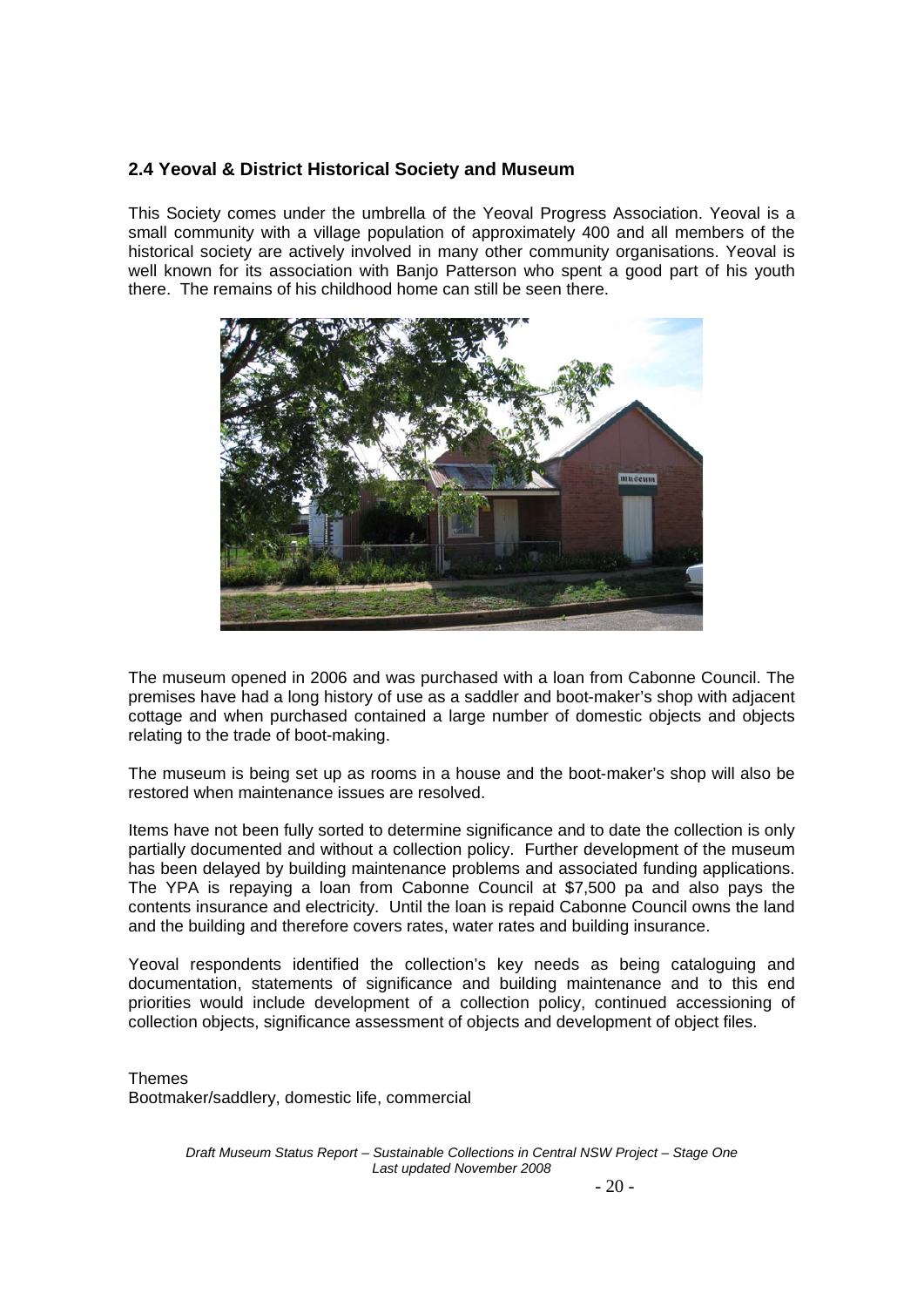## 2.4 Yeoval & District Historical Society and Museum

This Society comes under the umbrella of the Yeoval Progress Association. Yeoval is a small community with a village population of approximately 400 and all members of the historical society are actively involved in many other community organisations. Yeoval is well known for its association with Banjo Patterson who spent a good part of his youth there. The remains of his childhood home can still be seen there.

The museum opened in 2006 and was purchased with a loan from Cabonne Council. The premises have had a long history of use as a saddler and boot-maker's shop with adjacent cottage and when purchased contained a large number of domestic objects and objects relating to the trade of boot-making.

The museum is being set up as rooms in a house and the boot-maker's shop will also be restored when maintenance issues are resolved.

Items have not been fully sorted to determine significance and to date the collection is only partially documented and without a collection policy. Further development of the museum has been delayed by building maintenance problems and associated funding applications. The YPA is repaying a loan from Cabonne Council at $7,500 pa and also pays the contents insurance and electricity. Until the loan is repaid Cabonne Council owns the land and the building and therefore covers rates, water rates and building insurance.

Yeoval respondents identified the collection's key needs as being cataloguing and documentation, statements of significance and building maintenance and to this end priorities would include development of a collection policy, continued accessioning of collection objects, significance assessment of objects and development of object files.

Themes
Bootmaker/saddlery, domestic life, commercial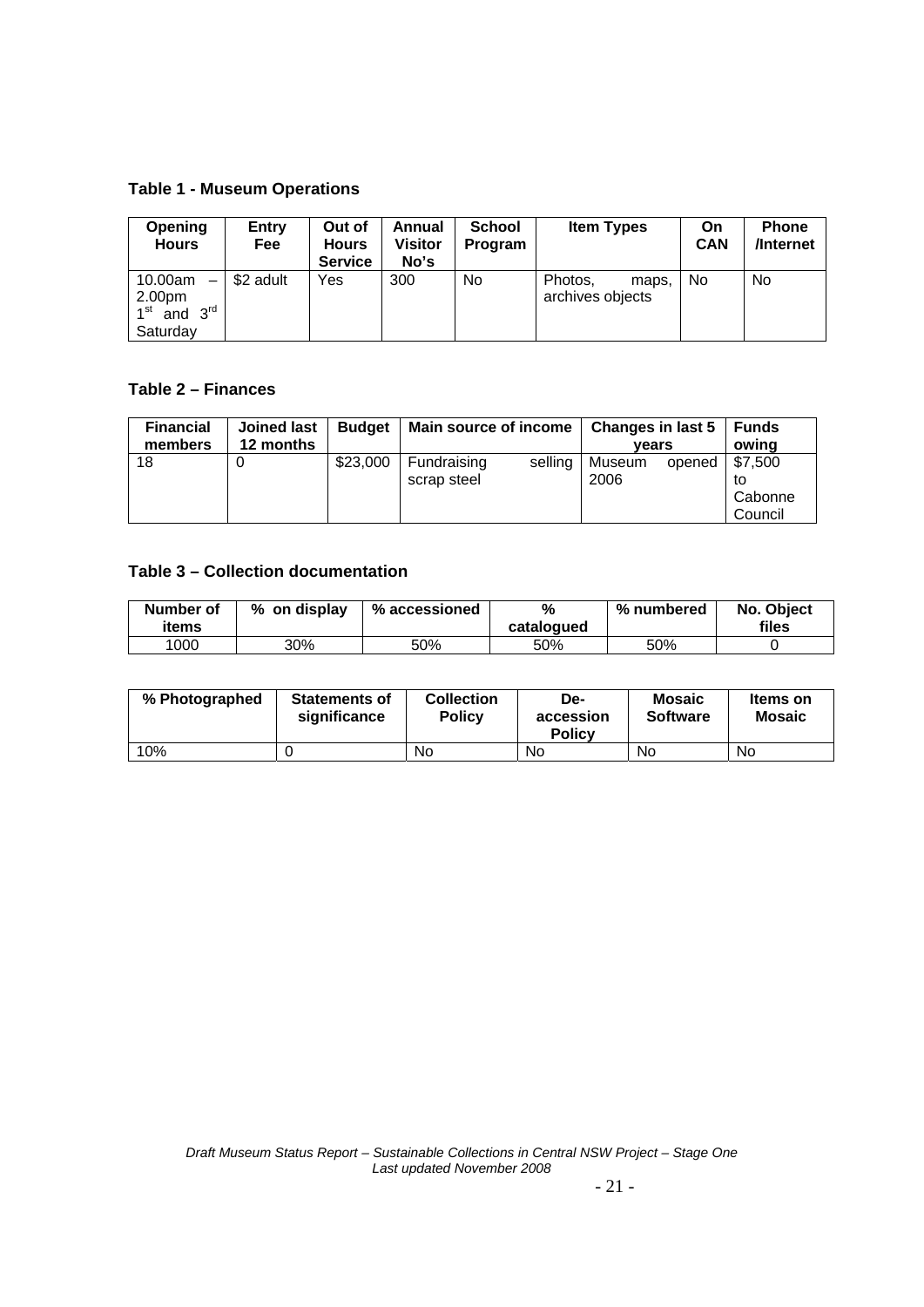### Table 1 - Museum Operations

| Opening Hours | Entry Fee | Out of Hours Service | Annual Visitor No's | School Program | Item Types | On CAN | Phone /Internet |
|---|---|---|---|---|---|---|---|
| 10.00am – 2.00pm 1st and 3rd Saturday | $2 adult | Yes | 300 | No | Photos, maps, archives objects | No | No |

### Table 2 – Finances

| Financial members | Joined last 12 months | Budget | Main source of income | Changes in last 5 years | Funds owing |
|---|---|---|---|---|---|
| 18 | 0 | $23,000 | Fundraising selling scrap steel | Museum opened 2006 | $7,500 to Cabonne Council |

### Table 3 – Collection documentation

| Number of items | % on display | % accessioned | % catalogued | % numbered | No. Object files |
|---|---|---|---|---|---|
| 1000 | 30% | 50% | 50% | 50% | 0 |

| % Photographed | Statements of significance | Collection Policy | De-accession Policy | Mosaic Software | Items on Mosaic |
|---|---|---|---|---|---|
| 10% | 0 | No | No | No | No |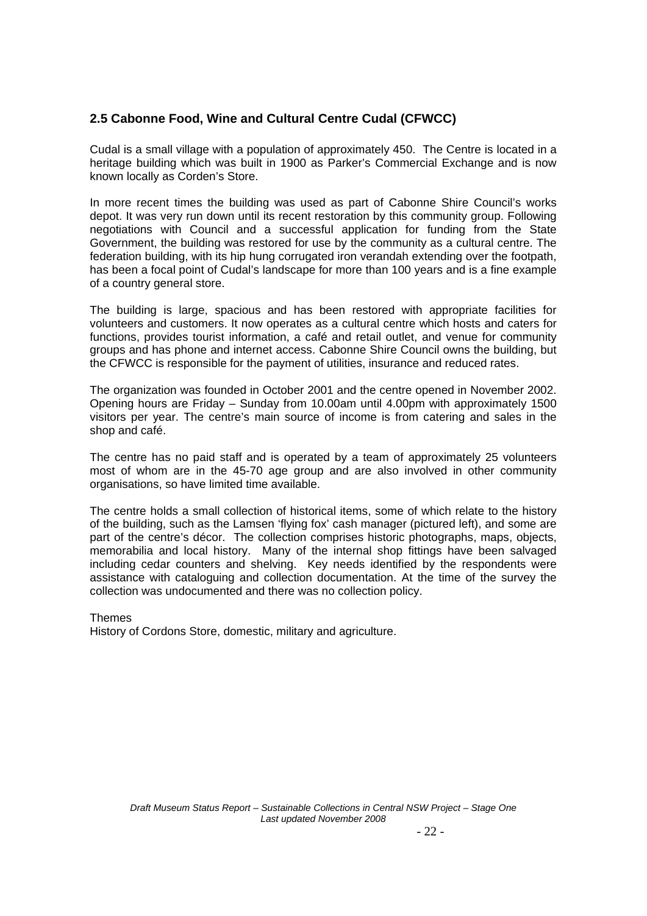## 2.5 Cabonne Food, Wine and Cultural Centre Cudal (CFWCC)

Cudal is a small village with a population of approximately 450. The Centre is located in a heritage building which was built in 1900 as Parker's Commercial Exchange and is now known locally as Corden's Store.

In more recent times the building was used as part of Cabonne Shire Council's works depot. It was very run down until its recent restoration by this community group. Following negotiations with Council and a successful application for funding from the State Government, the building was restored for use by the community as a cultural centre. The federation building, with its hip hung corrugated iron verandah extending over the footpath, has been a focal point of Cudal's landscape for more than 100 years and is a fine example of a country general store.

The building is large, spacious and has been restored with appropriate facilities for volunteers and customers. It now operates as a cultural centre which hosts and caters for functions, provides tourist information, a café and retail outlet, and venue for community groups and has phone and internet access. Cabonne Shire Council owns the building, but the CFWCC is responsible for the payment of utilities, insurance and reduced rates.

The organization was founded in October 2001 and the centre opened in November 2002. Opening hours are Friday – Sunday from 10.00am until 4.00pm with approximately 1500 visitors per year. The centre's main source of income is from catering and sales in the shop and café.

The centre has no paid staff and is operated by a team of approximately 25 volunteers most of whom are in the 45-70 age group and are also involved in other community organisations, so have limited time available.

The centre holds a small collection of historical items, some of which relate to the history of the building, such as the Lamsen 'flying fox' cash manager (pictured left), and some are part of the centre's décor. The collection comprises historic photographs, maps, objects, memorabilia and local history. Many of the internal shop fittings have been salvaged including cedar counters and shelving. Key needs identified by the respondents were assistance with cataloguing and collection documentation. At the time of the survey the collection was undocumented and there was no collection policy.

Themes

History of Cordons Store, domestic, military and agriculture.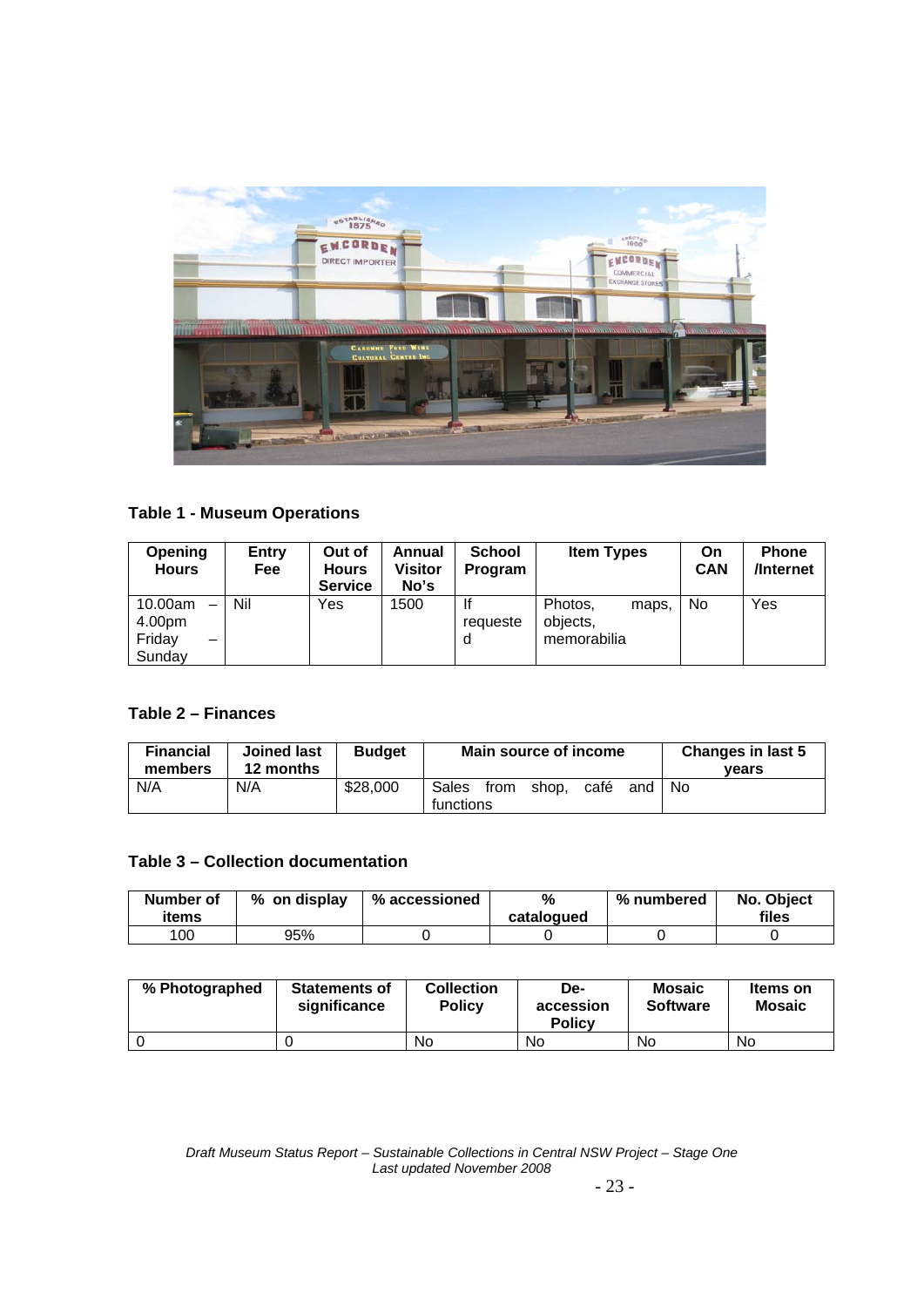**Table 1 - Museum Operations**

| Opening Hours | Entry Fee | Out of Hours Service | Annual Visitor No's | School Program | Item Types | On CAN | Phone /Internet |
|---|---|---|---|---|---|---|---|
| 10.00am – 4.00pm Friday – Sunday | Nil | Yes | 1500 | If requested | Photos, maps, objects, memorabilia | No | Yes |

**Table 2 – Finances**

| Financial members | Joined last 12 months | Budget | Main source of income | Changes in last 5 years |
|---|---|---|---|---|
| N/A | N/A | $28,000 | Sales from shop, café and functions | No |

**Table 3 – Collection documentation**

| Number of items | % on display | % accessioned | % catalogued | % numbered | No. Object files |
|---|---|---|---|---|---|
| 100 | 95% | 0 | 0 | 0 | 0 |

| % Photographed | Statements of significance | Collection Policy | De-accession Policy | Mosaic Software | Items on Mosaic |
|---|---|---|---|---|---|
| 0 | 0 | No | No | No | No |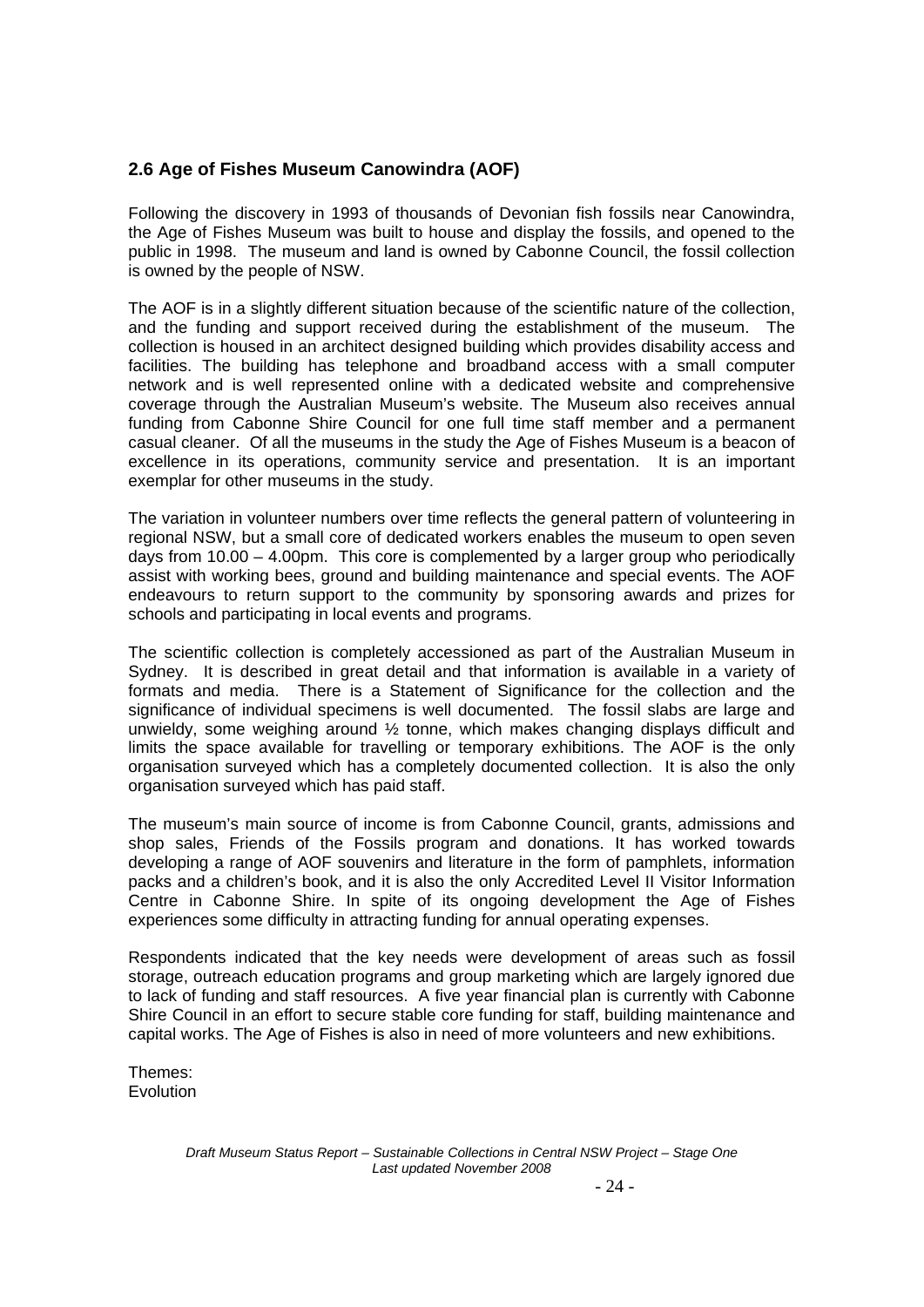## 2.6 Age of Fishes Museum Canowindra (AOF)

Following the discovery in 1993 of thousands of Devonian fish fossils near Canowindra, the Age of Fishes Museum was built to house and display the fossils, and opened to the public in 1998. The museum and land is owned by Cabonne Council, the fossil collection is owned by the people of NSW.

The AOF is in a slightly different situation because of the scientific nature of the collection, and the funding and support received during the establishment of the museum. The collection is housed in an architect designed building which provides disability access and facilities. The building has telephone and broadband access with a small computer network and is well represented online with a dedicated website and comprehensive coverage through the Australian Museum's website. The Museum also receives annual funding from Cabonne Shire Council for one full time staff member and a permanent casual cleaner. Of all the museums in the study the Age of Fishes Museum is a beacon of excellence in its operations, community service and presentation. It is an important exemplar for other museums in the study.

The variation in volunteer numbers over time reflects the general pattern of volunteering in regional NSW, but a small core of dedicated workers enables the museum to open seven days from 10.00 – 4.00pm. This core is complemented by a larger group who periodically assist with working bees, ground and building maintenance and special events. The AOF endeavours to return support to the community by sponsoring awards and prizes for schools and participating in local events and programs.

The scientific collection is completely accessioned as part of the Australian Museum in Sydney. It is described in great detail and that information is available in a variety of formats and media. There is a Statement of Significance for the collection and the significance of individual specimens is well documented. The fossil slabs are large and unwieldy, some weighing around ½ tonne, which makes changing displays difficult and limits the space available for travelling or temporary exhibitions. The AOF is the only organisation surveyed which has a completely documented collection. It is also the only organisation surveyed which has paid staff.

The museum's main source of income is from Cabonne Council, grants, admissions and shop sales, Friends of the Fossils program and donations. It has worked towards developing a range of AOF souvenirs and literature in the form of pamphlets, information packs and a children's book, and it is also the only Accredited Level II Visitor Information Centre in Cabonne Shire. In spite of its ongoing development the Age of Fishes experiences some difficulty in attracting funding for annual operating expenses.

Respondents indicated that the key needs were development of areas such as fossil storage, outreach education programs and group marketing which are largely ignored due to lack of funding and staff resources. A five year financial plan is currently with Cabonne Shire Council in an effort to secure stable core funding for staff, building maintenance and capital works. The Age of Fishes is also in need of more volunteers and new exhibitions.

Themes:
Evolution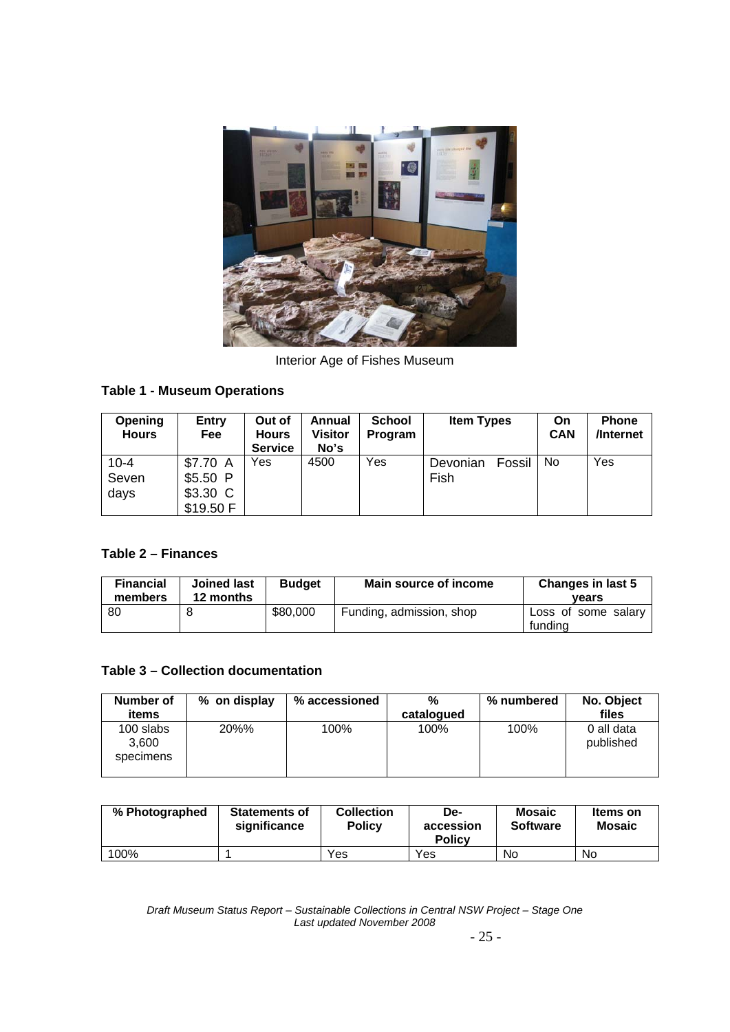Interior Age of Fishes Museum

**Table 1 - Museum Operations**

| Opening Hours | Entry Fee | Out of Hours Service | Annual Visitor No's | School Program | Item Types | On CAN | Phone /Internet |
|---|---|---|---|---|---|---|---|
| 10-4 Seven days | $7.70 A $5.50 P $3.30 C $19.50 F | Yes | 4500 | Yes | Devonian Fossil Fish | No | Yes |

**Table 2 – Finances**

| Financial members | Joined last 12 months | Budget | Main source of income | Changes in last 5 years |
|---|---|---|---|---|
| 80 | 8 | $80,000 | Funding, admission, shop | Loss of some salary funding |

**Table 3 – Collection documentation**

| Number of items | % on display | % accessioned | % catalogued | % numbered | No. Object files |
|---|---|---|---|---|---|
| 100 slabs 3,600 specimens | 20%% | 100% | 100% | 100% | 0 all data published |

| % Photographed | Statements of significance | Collection Policy | De-accession Policy | Mosaic Software | Items on Mosaic |
|---|---|---|---|---|---|
| 100% | 1 | Yes | Yes | No | No |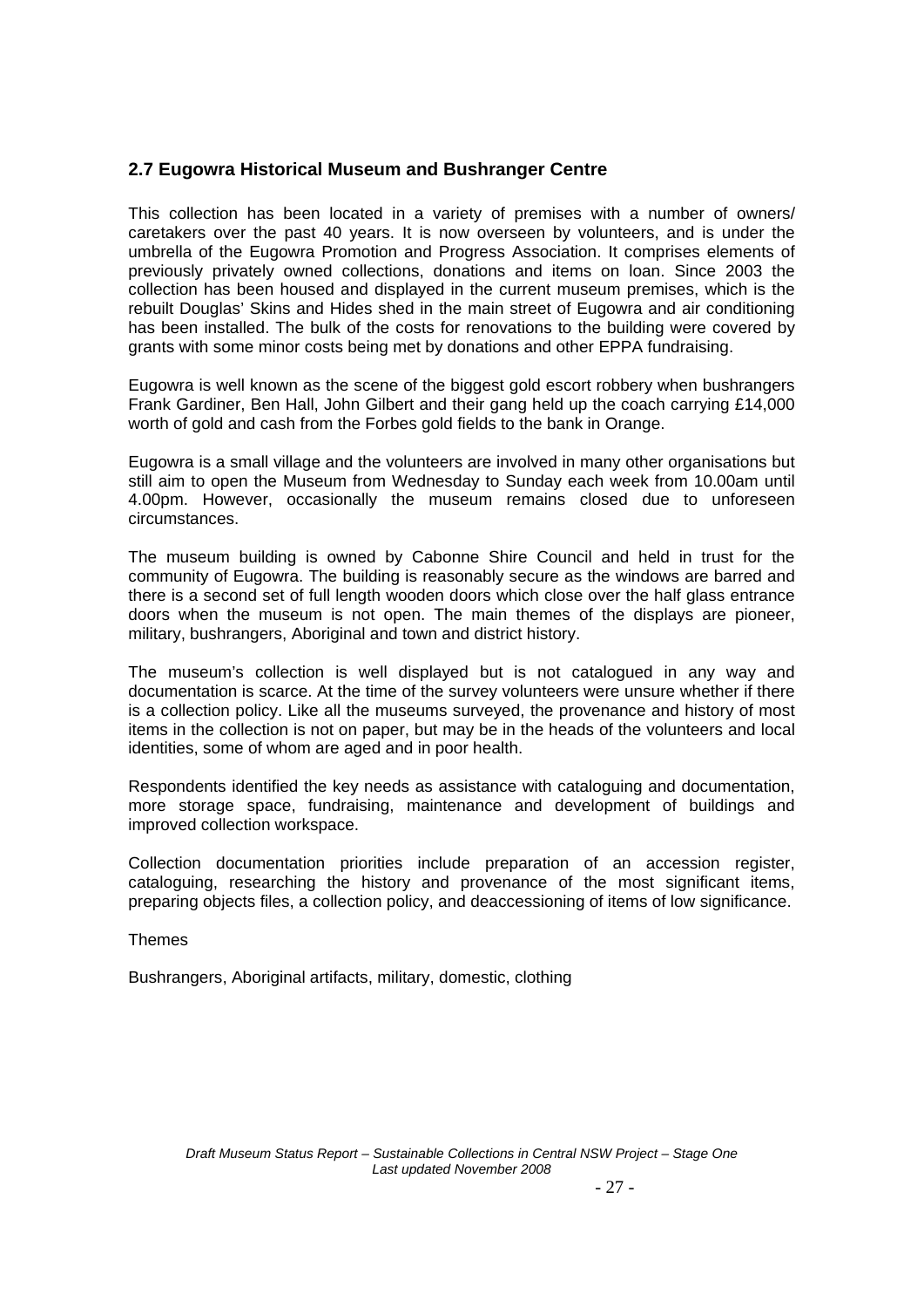## 2.7 Eugowra Historical Museum and Bushranger Centre

This collection has been located in a variety of premises with a number of owners/ caretakers over the past 40 years. It is now overseen by volunteers, and is under the umbrella of the Eugowra Promotion and Progress Association. It comprises elements of previously privately owned collections, donations and items on loan. Since 2003 the collection has been housed and displayed in the current museum premises, which is the rebuilt Douglas' Skins and Hides shed in the main street of Eugowra and air conditioning has been installed. The bulk of the costs for renovations to the building were covered by grants with some minor costs being met by donations and other EPPA fundraising.

Eugowra is well known as the scene of the biggest gold escort robbery when bushrangers Frank Gardiner, Ben Hall, John Gilbert and their gang held up the coach carrying £14,000 worth of gold and cash from the Forbes gold fields to the bank in Orange.

Eugowra is a small village and the volunteers are involved in many other organisations but still aim to open the Museum from Wednesday to Sunday each week from 10.00am until 4.00pm. However, occasionally the museum remains closed due to unforeseen circumstances.

The museum building is owned by Cabonne Shire Council and held in trust for the community of Eugowra. The building is reasonably secure as the windows are barred and there is a second set of full length wooden doors which close over the half glass entrance doors when the museum is not open. The main themes of the displays are pioneer, military, bushrangers, Aboriginal and town and district history.

The museum's collection is well displayed but is not catalogued in any way and documentation is scarce. At the time of the survey volunteers were unsure whether if there is a collection policy. Like all the museums surveyed, the provenance and history of most items in the collection is not on paper, but may be in the heads of the volunteers and local identities, some of whom are aged and in poor health.

Respondents identified the key needs as assistance with cataloguing and documentation, more storage space, fundraising, maintenance and development of buildings and improved collection workspace.

Collection documentation priorities include preparation of an accession register, cataloguing, researching the history and provenance of the most significant items, preparing objects files, a collection policy, and deaccessioning of items of low significance.

Themes

Bushrangers, Aboriginal artifacts, military, domestic, clothing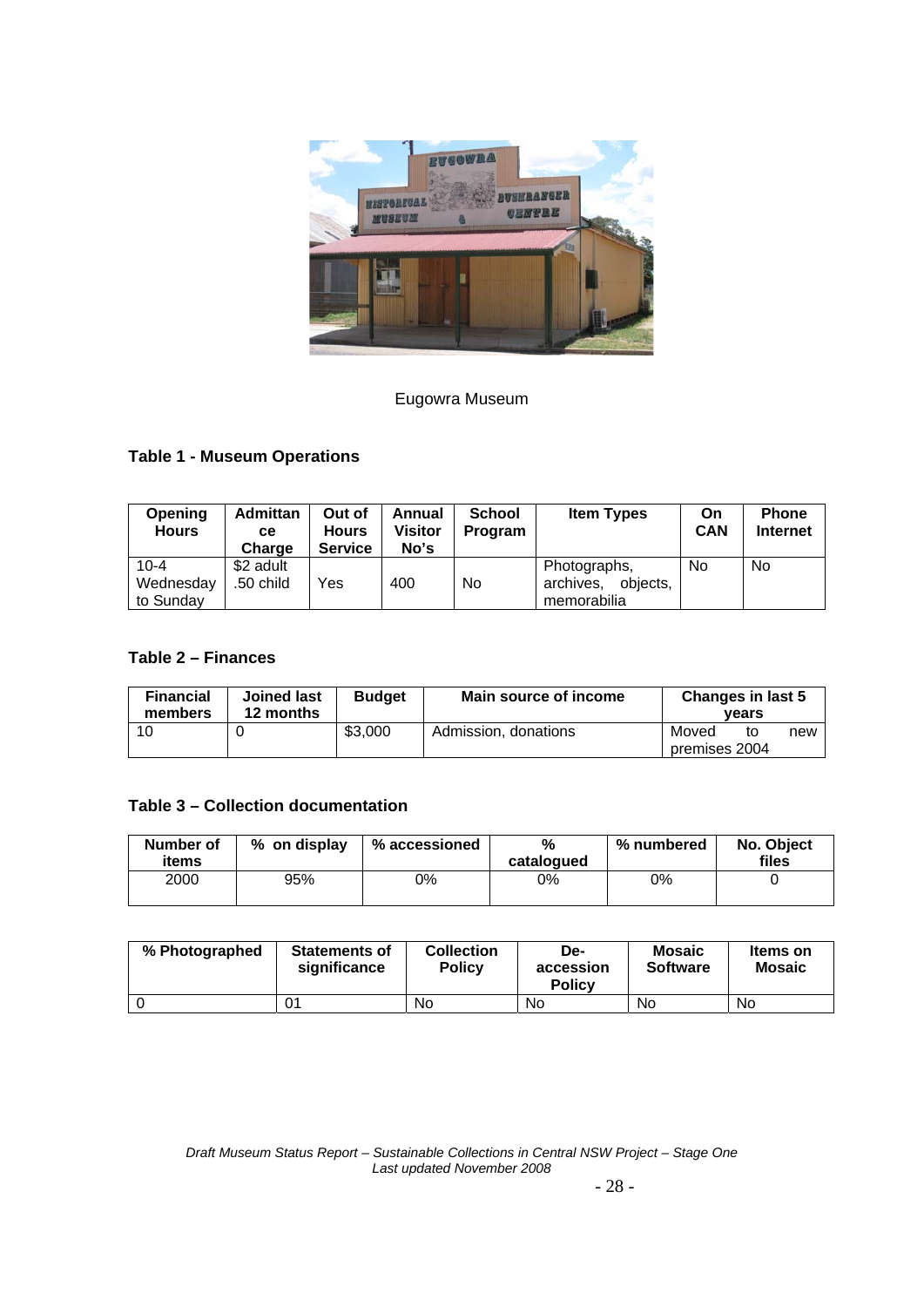Eugowra Museum

**Table 1 - Museum Operations**

| Opening Hours | Admittance Charge | Out of Hours Service | Annual Visitor No's | School Program | Item Types | On CAN | Phone Internet |
|---|---|---|---|---|---|---|---|
| 10-4 Wednesday to Sunday | $2 adult .50 child | Yes | 400 | No | Photographs, archives, objects, memorabilia | No | No |

**Table 2 – Finances**

| Financial members | Joined last 12 months | Budget | Main source of income | Changes in last 5 years |
|---|---|---|---|---|
| 10 | 0 | $3,000 | Admission, donations | Moved to new premises 2004 |

**Table 3 – Collection documentation**

| Number of items | % on display | % accessioned | % catalogued | % numbered | No. Object files |
|---|---|---|---|---|---|
| 2000 | 95% | 0% | 0% | 0% | 0 |

| % Photographed | Statements of significance | Collection Policy | De-accession Policy | Mosaic Software | Items on Mosaic |
|---|---|---|---|---|---|
| 0 | 01 | No | No | No | No |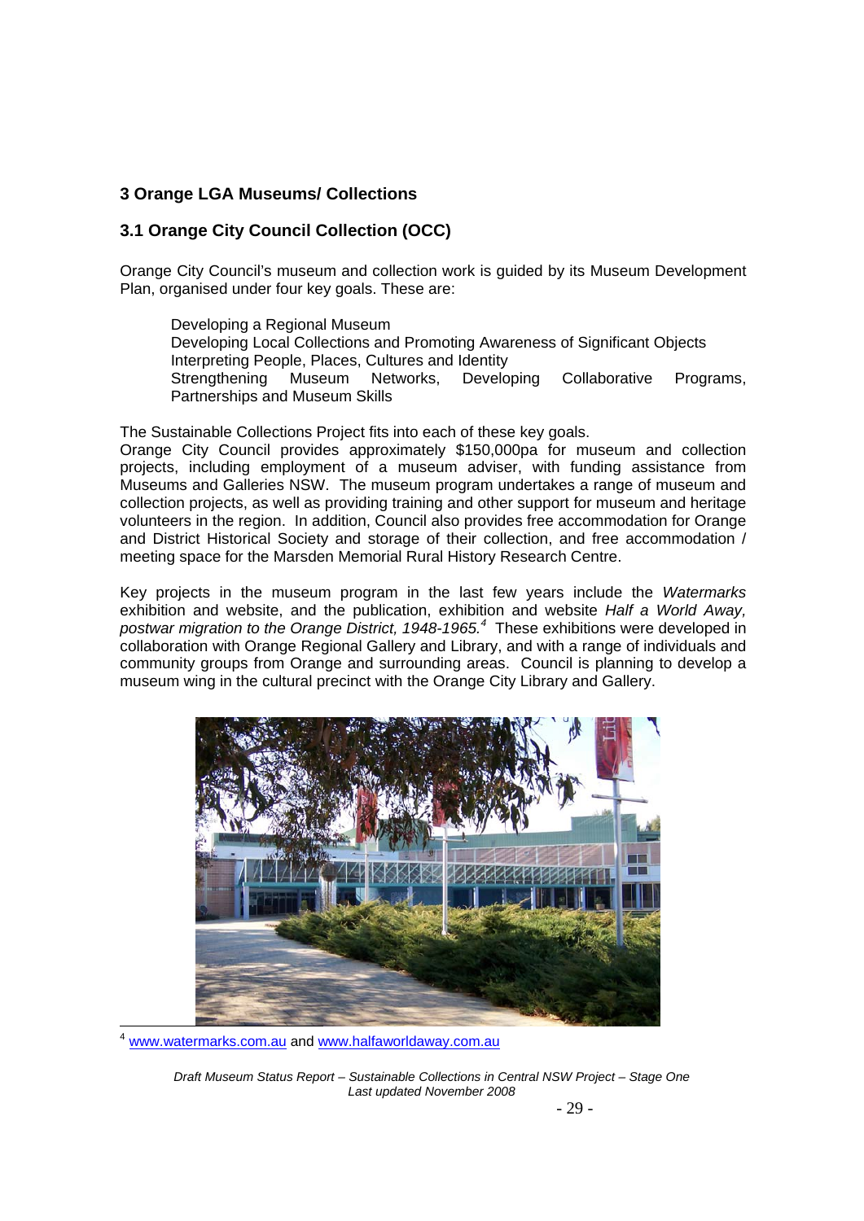## 3 Orange LGA Museums/ Collections

### 3.1 Orange City Council Collection (OCC)

Orange City Council's museum and collection work is guided by its Museum Development Plan, organised under four key goals. These are:

Developing a Regional Museum
Developing Local Collections and Promoting Awareness of Significant Objects
Interpreting People, Places, Cultures and Identity
Strengthening Museum Networks, Developing Collaborative Programs, Partnerships and Museum Skills

The Sustainable Collections Project fits into each of these key goals.
Orange City Council provides approximately $150,000pa for museum and collection projects, including employment of a museum adviser, with funding assistance from Museums and Galleries NSW. The museum program undertakes a range of museum and collection projects, as well as providing training and other support for museum and heritage volunteers in the region. In addition, Council also provides free accommodation for Orange and District Historical Society and storage of their collection, and free accommodation / meeting space for the Marsden Memorial Rural History Research Centre.

Key projects in the museum program in the last few years include the *Watermarks* exhibition and website, and the publication, exhibition and website *Half a World Away, postwar migration to the Orange District, 1948-1965.*[4] These exhibitions were developed in collaboration with Orange Regional Gallery and Library, and with a range of individuals and community groups from Orange and surrounding areas. Council is planning to develop a museum wing in the cultural precinct with the Orange City Library and Gallery.

[4] www.watermarks.com.au and www.halfaworldaway.com.au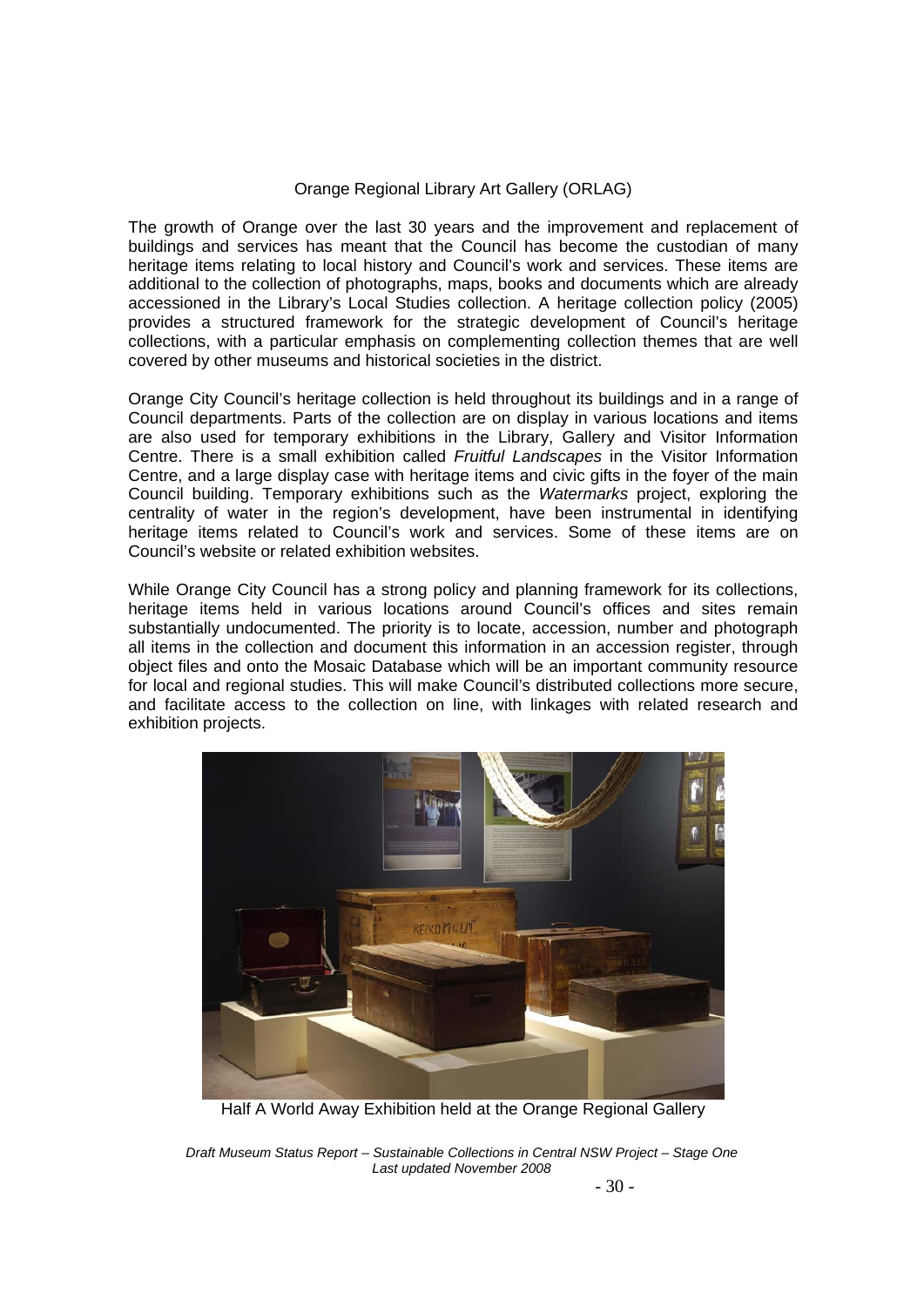## Orange Regional Library Art Gallery (ORLAG)

The growth of Orange over the last 30 years and the improvement and replacement of buildings and services has meant that the Council has become the custodian of many heritage items relating to local history and Council's work and services. These items are additional to the collection of photographs, maps, books and documents which are already accessioned in the Library's Local Studies collection. A heritage collection policy (2005) provides a structured framework for the strategic development of Council's heritage collections, with a particular emphasis on complementing collection themes that are well covered by other museums and historical societies in the district.

Orange City Council's heritage collection is held throughout its buildings and in a range of Council departments. Parts of the collection are on display in various locations and items are also used for temporary exhibitions in the Library, Gallery and Visitor Information Centre. There is a small exhibition called *Fruitful Landscapes* in the Visitor Information Centre, and a large display case with heritage items and civic gifts in the foyer of the main Council building. Temporary exhibitions such as the *Watermarks* project, exploring the centrality of water in the region's development, have been instrumental in identifying heritage items related to Council's work and services. Some of these items are on Council's website or related exhibition websites.

While Orange City Council has a strong policy and planning framework for its collections, heritage items held in various locations around Council's offices and sites remain substantially undocumented. The priority is to locate, accession, number and photograph all items in the collection and document this information in an accession register, through object files and onto the Mosaic Database which will be an important community resource for local and regional studies. This will make Council's distributed collections more secure, and facilitate access to the collection on line, with linkages with related research and exhibition projects.

Half A World Away Exhibition held at the Orange Regional Gallery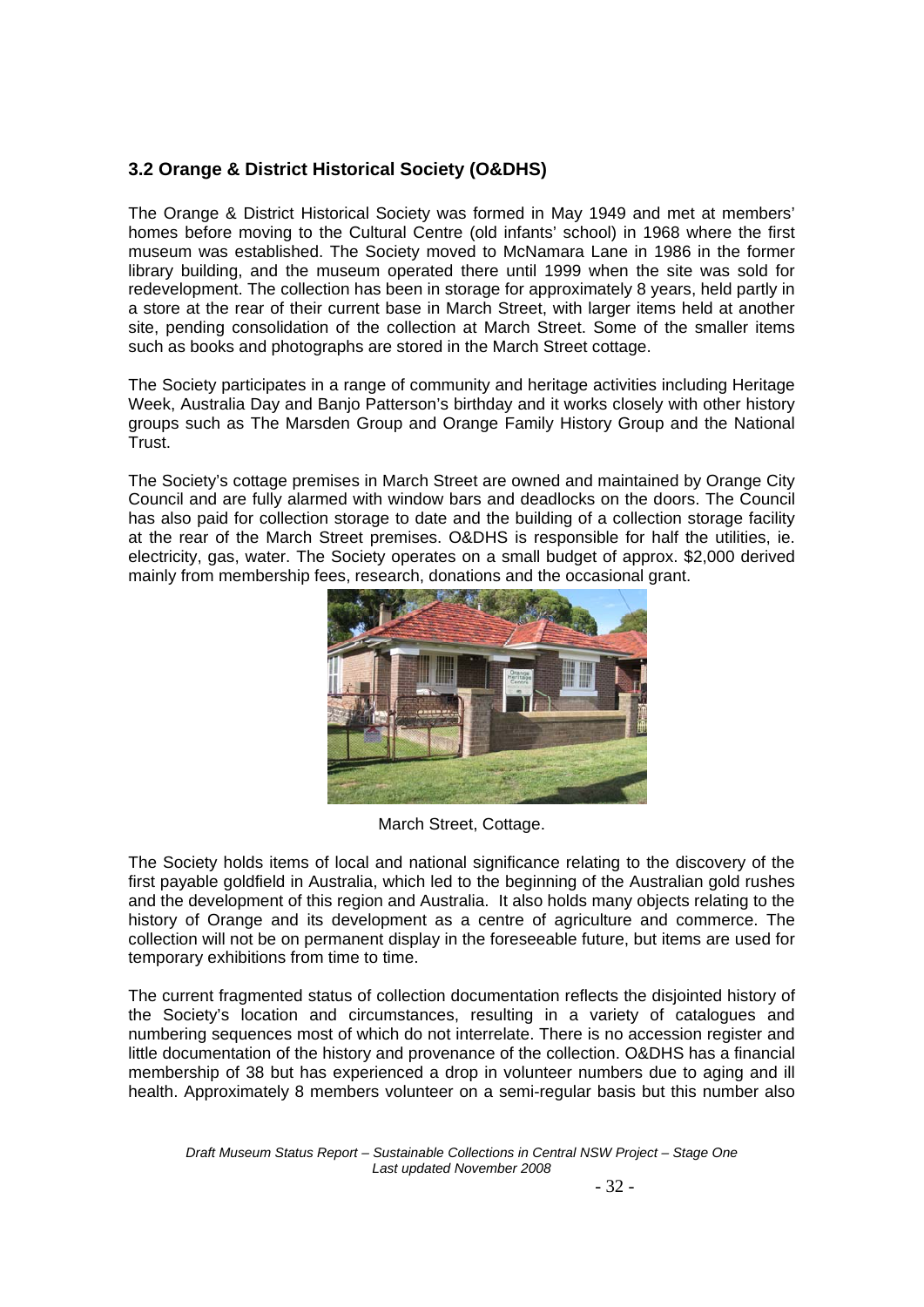### 3.2 Orange & District Historical Society (O&DHS)

The Orange & District Historical Society was formed in May 1949 and met at members' homes before moving to the Cultural Centre (old infants' school) in 1968 where the first museum was established. The Society moved to McNamara Lane in 1986 in the former library building, and the museum operated there until 1999 when the site was sold for redevelopment. The collection has been in storage for approximately 8 years, held partly in a store at the rear of their current base in March Street, with larger items held at another site, pending consolidation of the collection at March Street. Some of the smaller items such as books and photographs are stored in the March Street cottage.

The Society participates in a range of community and heritage activities including Heritage Week, Australia Day and Banjo Patterson's birthday and it works closely with other history groups such as The Marsden Group and Orange Family History Group and the National Trust.

The Society's cottage premises in March Street are owned and maintained by Orange City Council and are fully alarmed with window bars and deadlocks on the doors. The Council has also paid for collection storage to date and the building of a collection storage facility at the rear of the March Street premises. O&DHS is responsible for half the utilities, ie. electricity, gas, water. The Society operates on a small budget of approx. $2,000 derived mainly from membership fees, research, donations and the occasional grant.

March Street, Cottage.

The Society holds items of local and national significance relating to the discovery of the first payable goldfield in Australia, which led to the beginning of the Australian gold rushes and the development of this region and Australia. It also holds many objects relating to the history of Orange and its development as a centre of agriculture and commerce. The collection will not be on permanent display in the foreseeable future, but items are used for temporary exhibitions from time to time.

The current fragmented status of collection documentation reflects the disjointed history of the Society's location and circumstances, resulting in a variety of catalogues and numbering sequences most of which do not interrelate. There is no accession register and little documentation of the history and provenance of the collection. O&DHS has a financial membership of 38 but has experienced a drop in volunteer numbers due to aging and ill health. Approximately 8 members volunteer on a semi-regular basis but this number also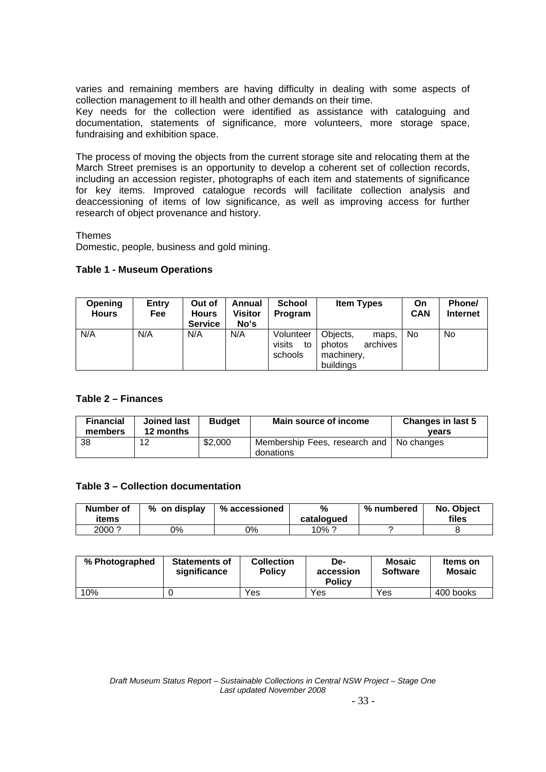varies and remaining members are having difficulty in dealing with some aspects of collection management to ill health and other demands on their time.
Key needs for the collection were identified as assistance with cataloguing and documentation, statements of significance, more volunteers, more storage space, fundraising and exhibition space.

The process of moving the objects from the current storage site and relocating them at the March Street premises is an opportunity to develop a coherent set of collection records, including an accession register, photographs of each item and statements of significance for key items. Improved catalogue records will facilitate collection analysis and deaccessioning of items of low significance, as well as improving access for further research of object provenance and history.

Themes
Domestic, people, business and gold mining.

**Table 1 - Museum Operations**

| Opening Hours | Entry Fee | Out of Hours Service | Annual Visitor No's | School Program | Item Types | On CAN | Phone/ Internet |
|---|---|---|---|---|---|---|---|
| N/A | N/A | N/A | N/A | Volunteer visits to schools | Objects, maps, photos archives machinery, buildings | No | No |

**Table 2 – Finances**

| Financial members | Joined last 12 months | Budget | Main source of income | Changes in last 5 years |
|---|---|---|---|---|
| 38 | 12 | $2,000 | Membership Fees, research and donations | No changes |

**Table 3 – Collection documentation**

| Number of items | % on display | % accessioned | % catalogued | % numbered | No. Object files |
|---|---|---|---|---|---|
| 2000 ? | 0% | 0% | 10% ? | ? | 8 |

| % Photographed | Statements of significance | Collection Policy | De-accession Policy | Mosaic Software | Items on Mosaic |
|---|---|---|---|---|---|
| 10% | 0 | Yes | Yes | Yes | 400 books |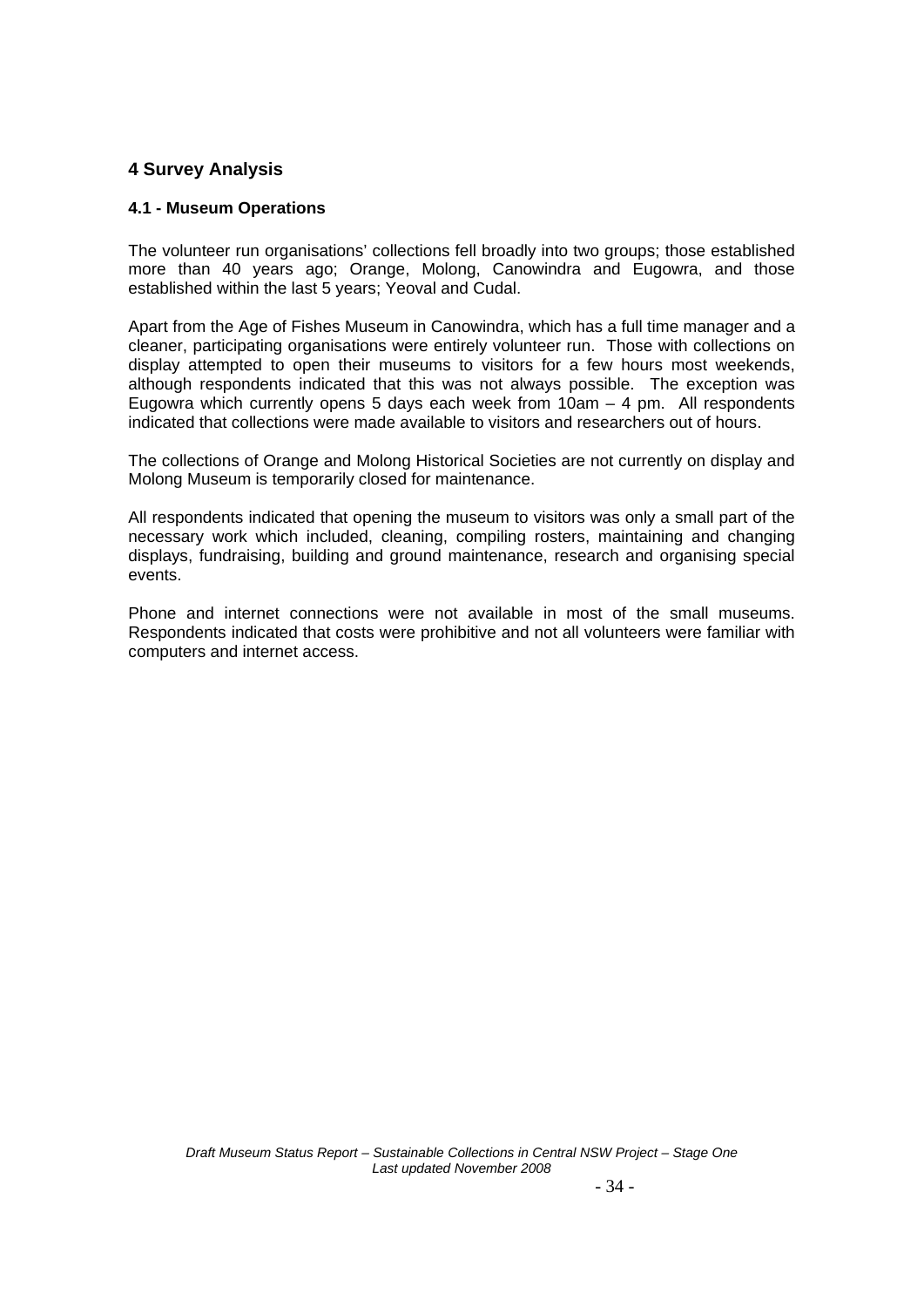## 4 Survey Analysis

### 4.1 - Museum Operations

The volunteer run organisations' collections fell broadly into two groups; those established more than 40 years ago; Orange, Molong, Canowindra and Eugowra, and those established within the last 5 years; Yeoval and Cudal.

Apart from the Age of Fishes Museum in Canowindra, which has a full time manager and a cleaner, participating organisations were entirely volunteer run. Those with collections on display attempted to open their museums to visitors for a few hours most weekends, although respondents indicated that this was not always possible. The exception was Eugowra which currently opens 5 days each week from 10am – 4 pm. All respondents indicated that collections were made available to visitors and researchers out of hours.

The collections of Orange and Molong Historical Societies are not currently on display and Molong Museum is temporarily closed for maintenance.

All respondents indicated that opening the museum to visitors was only a small part of the necessary work which included, cleaning, compiling rosters, maintaining and changing displays, fundraising, building and ground maintenance, research and organising special events.

Phone and internet connections were not available in most of the small museums. Respondents indicated that costs were prohibitive and not all volunteers were familiar with computers and internet access.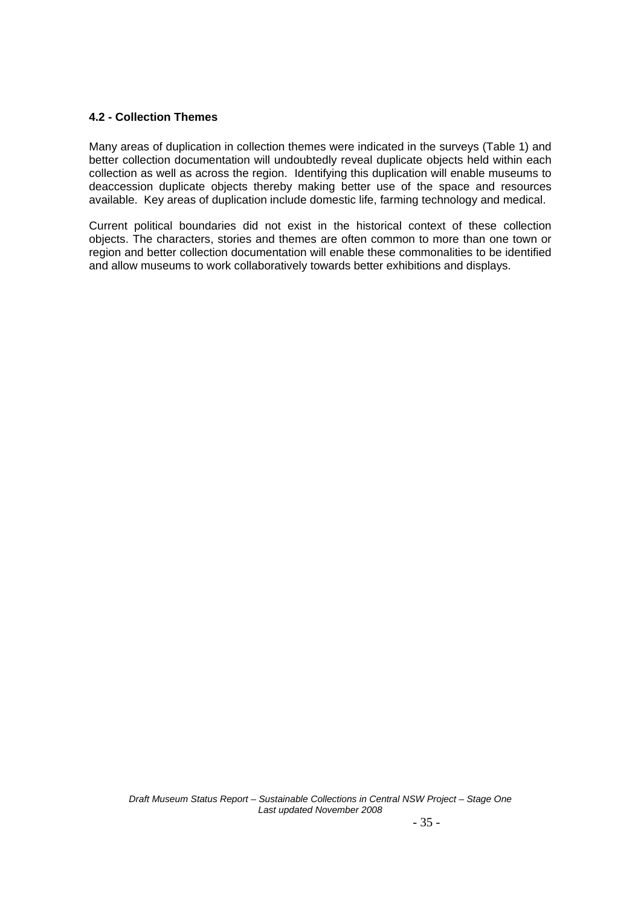### 4.2 - Collection Themes

Many areas of duplication in collection themes were indicated in the surveys (Table 1) and better collection documentation will undoubtedly reveal duplicate objects held within each collection as well as across the region. Identifying this duplication will enable museums to deaccession duplicate objects thereby making better use of the space and resources available. Key areas of duplication include domestic life, farming technology and medical.

Current political boundaries did not exist in the historical context of these collection objects. The characters, stories and themes are often common to more than one town or region and better collection documentation will enable these commonalities to be identified and allow museums to work collaboratively towards better exhibitions and displays.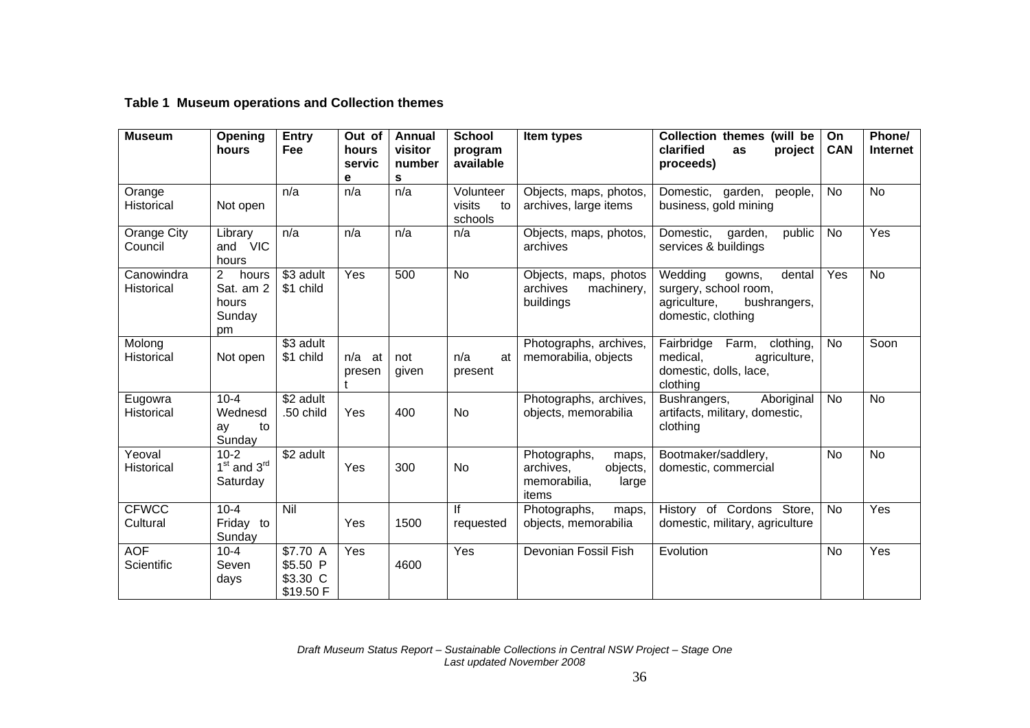**Table 1 Museum operations and Collection themes**

| Museum | Opening hours | Entry Fee | Out of hours service | Annual visitor numbers | School program available | Item types | Collection themes (will be clarified as project proceeds) | On CAN | Phone/ Internet |
|---|---|---|---|---|---|---|---|---|---|
| Orange Historical | Not open | n/a | n/a | n/a | Volunteer visits to schools | Objects, maps, photos, archives, large items | Domestic, garden, people, business, gold mining | No | No |
| Orange City Council | Library and VIC hours | n/a | n/a | n/a | n/a | Objects, maps, photos, archives | Domestic, garden, public services & buildings | No | Yes |
| Canowindra Historical | 2 hours Sat. am 2 hours Sunday pm | $3 adult $1 child | Yes | 500 | No | Objects, maps, photos archives machinery, buildings | Wedding gowns, dental surgery, school room, agriculture, bushrangers, domestic, clothing | Yes | No |
| Molong Historical | Not open | $3 adult $1 child | n/a at present | not given | n/a at present | Photographs, archives, memorabilia, objects | Fairbridge Farm, clothing, medical, agriculture, domestic, dolls, lace, clothing | No | Soon |
| Eugowra Historical | 10-4 Wednesday to Sunday | $2 adult .50 child | Yes | 400 | No | Photographs, archives, objects, memorabilia | Bushrangers, Aboriginal artifacts, military, domestic, clothing | No | No |
| Yeoval Historical | 10-2 1st and 3rd Saturday | $2 adult | Yes | 300 | No | Photographs, maps, archives, objects, memorabilia, large items | Bootmaker/saddlery, domestic, commercial | No | No |
| CFWCC Cultural | 10-4 Friday to Sunday | Nil | Yes | 1500 | If requested | Photographs, maps, objects, memorabilia | History of Cordons Store, domestic, military, agriculture | No | Yes |
| AOF Scientific | 10-4 Seven days | $7.70 A $5.50 P $3.30 C $19.50 F | Yes | 4600 | Yes | Devonian Fossil Fish | Evolution | No | Yes |

*Draft Museum Status Report – Sustainable Collections in Central NSW Project – Stage One*
*Last updated November 2008*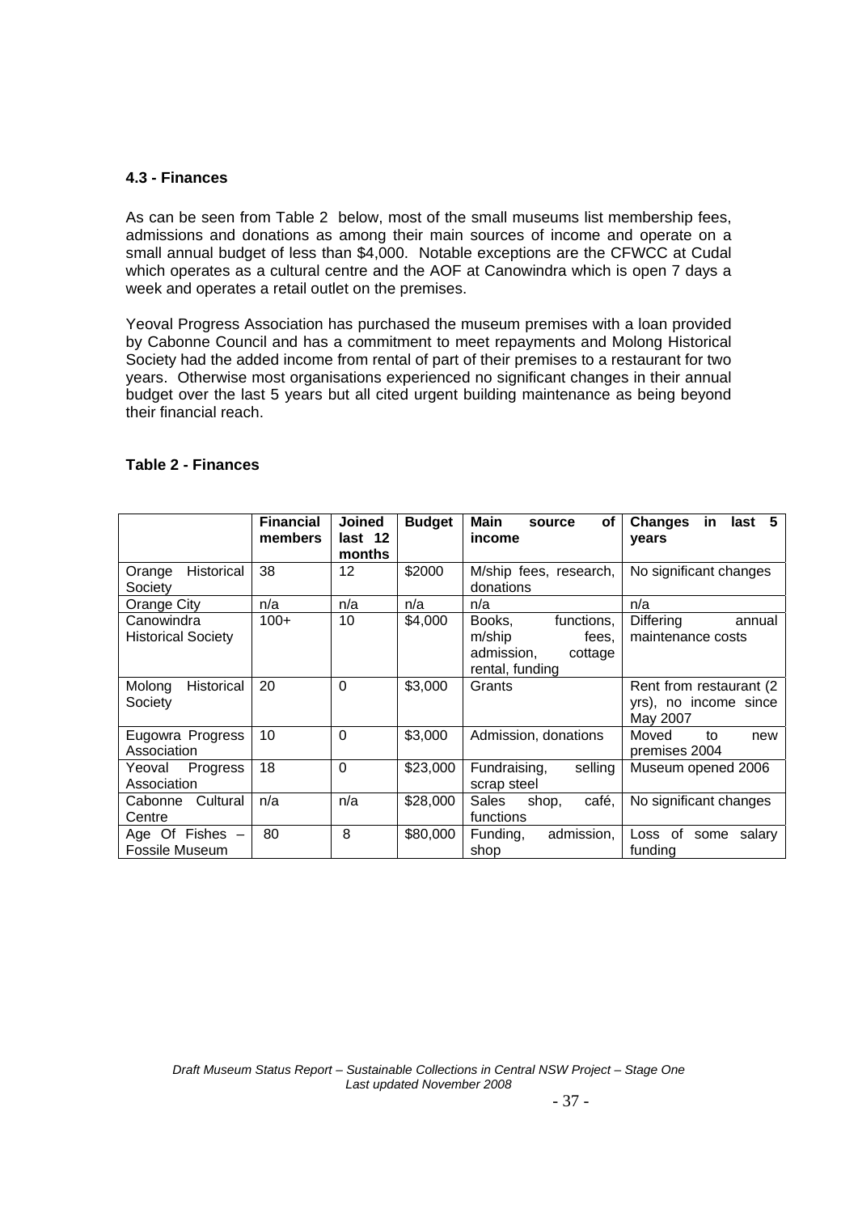### 4.3 - Finances

As can be seen from Table 2 below, most of the small museums list membership fees, admissions and donations as among their main sources of income and operate on a small annual budget of less than $4,000. Notable exceptions are the CFWCC at Cudal which operates as a cultural centre and the AOF at Canowindra which is open 7 days a week and operates a retail outlet on the premises.

Yeoval Progress Association has purchased the museum premises with a loan provided by Cabonne Council and has a commitment to meet repayments and Molong Historical Society had the added income from rental of part of their premises to a restaurant for two years. Otherwise most organisations experienced no significant changes in their annual budget over the last 5 years but all cited urgent building maintenance as being beyond their financial reach.

**Table 2 - Finances**

| | Financial members | Joined last 12 months | Budget | Main source of income | Changes in last 5 years |
|---|---|---|---|---|---|
| Orange Historical Society | 38 | 12 | $2000 | M/ship fees, research, donations | No significant changes |
| Orange City | n/a | n/a | n/a | n/a | n/a |
| Canowindra Historical Society | 100+ | 10 | $4,000 | Books, functions, m/ship fees, admission, cottage rental, funding | Differing annual maintenance costs |
| Molong Historical Society | 20 | 0 | $3,000 | Grants | Rent from restaurant (2 yrs), no income since May 2007 |
| Eugowra Progress Association | 10 | 0 | $3,000 | Admission, donations | Moved to new premises 2004 |
| Yeoval Progress Association | 18 | 0 | $23,000 | Fundraising, selling scrap steel | Museum opened 2006 |
| Cabonne Cultural Centre | n/a | n/a | $28,000 | Sales shop, café, functions | No significant changes |
| Age Of Fishes – Fossile Museum | 80 | 8 | $80,000 | Funding, admission, shop | Loss of some salary funding |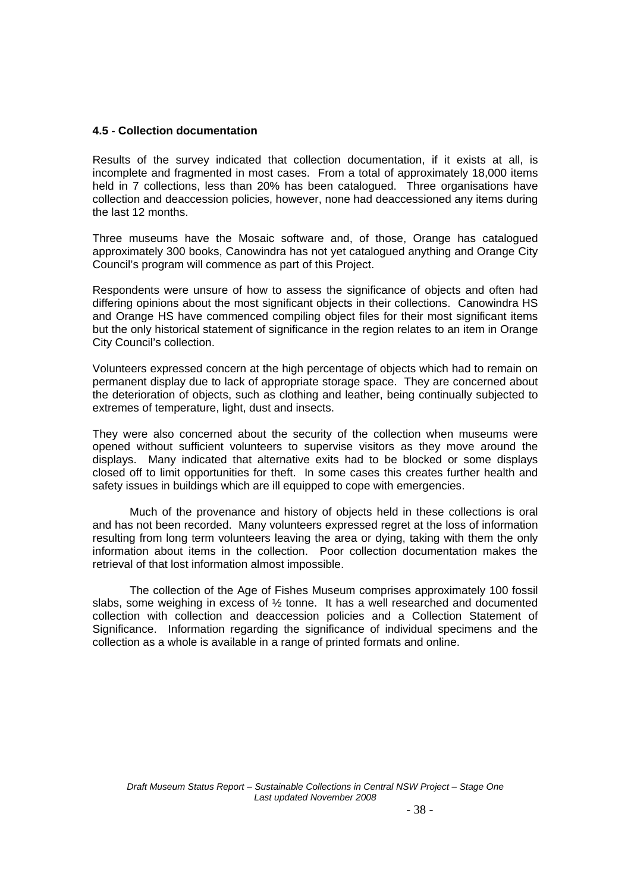#### 4.5 - Collection documentation

Results of the survey indicated that collection documentation, if it exists at all, is incomplete and fragmented in most cases. From a total of approximately 18,000 items held in 7 collections, less than 20% has been catalogued. Three organisations have collection and deaccession policies, however, none had deaccessioned any items during the last 12 months.

Three museums have the Mosaic software and, of those, Orange has catalogued approximately 300 books, Canowindra has not yet catalogued anything and Orange City Council's program will commence as part of this Project.

Respondents were unsure of how to assess the significance of objects and often had differing opinions about the most significant objects in their collections. Canowindra HS and Orange HS have commenced compiling object files for their most significant items but the only historical statement of significance in the region relates to an item in Orange City Council's collection.

Volunteers expressed concern at the high percentage of objects which had to remain on permanent display due to lack of appropriate storage space. They are concerned about the deterioration of objects, such as clothing and leather, being continually subjected to extremes of temperature, light, dust and insects.

They were also concerned about the security of the collection when museums were opened without sufficient volunteers to supervise visitors as they move around the displays. Many indicated that alternative exits had to be blocked or some displays closed off to limit opportunities for theft. In some cases this creates further health and safety issues in buildings which are ill equipped to cope with emergencies.

Much of the provenance and history of objects held in these collections is oral and has not been recorded. Many volunteers expressed regret at the loss of information resulting from long term volunteers leaving the area or dying, taking with them the only information about items in the collection. Poor collection documentation makes the retrieval of that lost information almost impossible.

The collection of the Age of Fishes Museum comprises approximately 100 fossil slabs, some weighing in excess of ½ tonne. It has a well researched and documented collection with collection and deaccession policies and a Collection Statement of Significance. Information regarding the significance of individual specimens and the collection as a whole is available in a range of printed formats and online.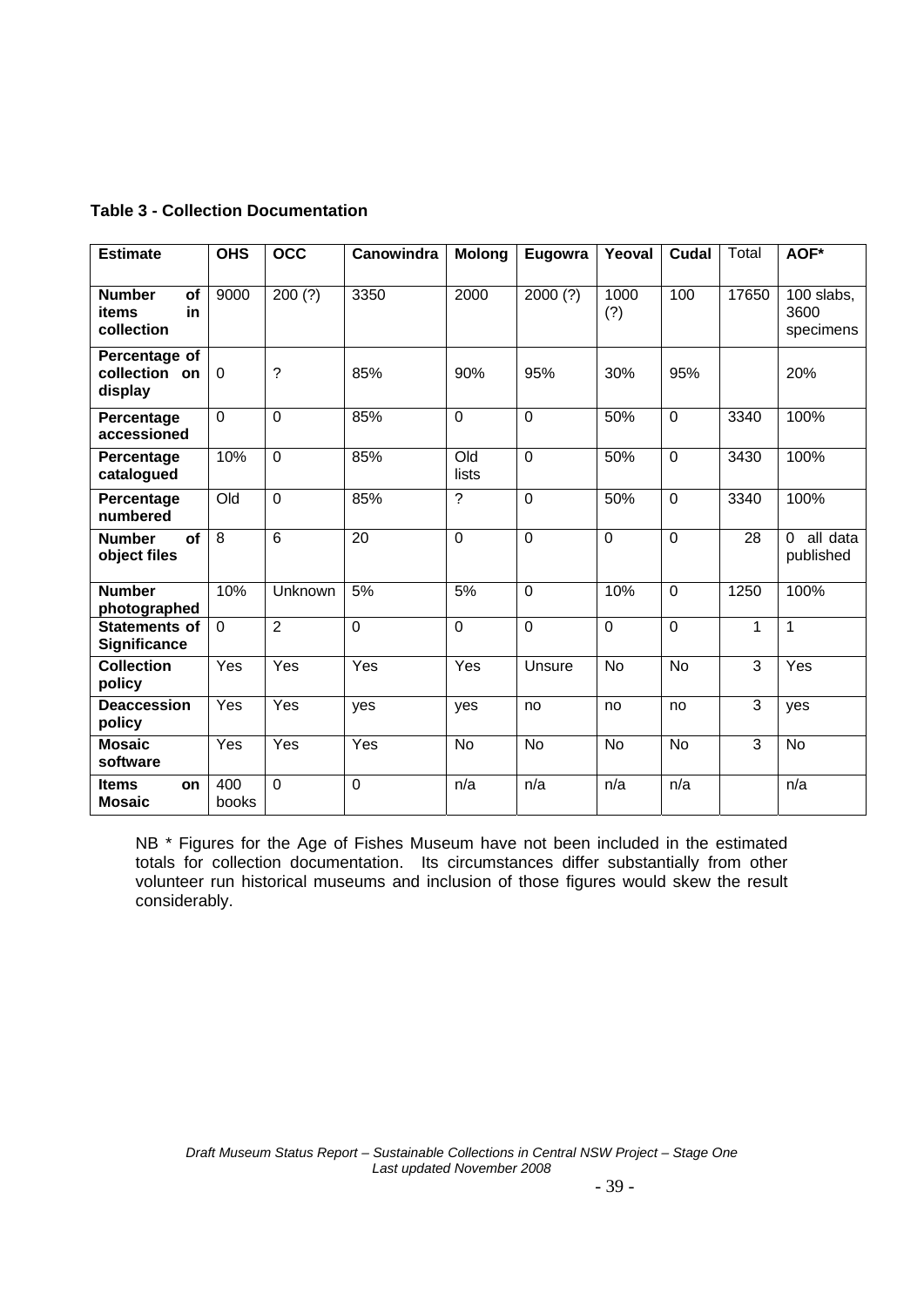**Table 3 - Collection Documentation**

| Estimate | OHS | OCC | Canowindra | Molong | Eugowra | Yeoval | Cudal | Total | AOF* |
|---|---|---|---|---|---|---|---|---|---|
| **Number of items in collection** | 9000 | 200 (?) | 3350 | 2000 | 2000 (?) | 1000 (?) | 100 | 17650 | 100 slabs, 3600 specimens |
| **Percentage of collection on display** | 0 | ? | 85% | 90% | 95% | 30% | 95% | | 20% |
| **Percentage accessioned** | 0 | 0 | 85% | 0 | 0 | 50% | 0 | 3340 | 100% |
| **Percentage catalogued** | 10% | 0 | 85% | Old lists | 0 | 50% | 0 | 3430 | 100% |
| **Percentage numbered** | Old | 0 | 85% | ? | 0 | 50% | 0 | 3340 | 100% |
| **Number of object files** | 8 | 6 | 20 | 0 | 0 | 0 | 0 | 28 | 0 all data published |
| **Number photographed** | 10% | Unknown | 5% | 5% | 0 | 10% | 0 | 1250 | 100% |
| **Statements of Significance** | 0 | 2 | 0 | 0 | 0 | 0 | 0 | 1 | 1 |
| **Collection policy** | Yes | Yes | Yes | Yes | Unsure | No | No | 3 | Yes |
| **Deaccession policy** | Yes | Yes | yes | yes | no | no | no | 3 | yes |
| **Mosaic software** | Yes | Yes | Yes | No | No | No | No | 3 | No |
| **Items on Mosaic** | 400 books | 0 | 0 | n/a | n/a | n/a | n/a | | n/a |

NB * Figures for the Age of Fishes Museum have not been included in the estimated totals for collection documentation. Its circumstances differ substantially from other volunteer run historical museums and inclusion of those figures would skew the result considerably.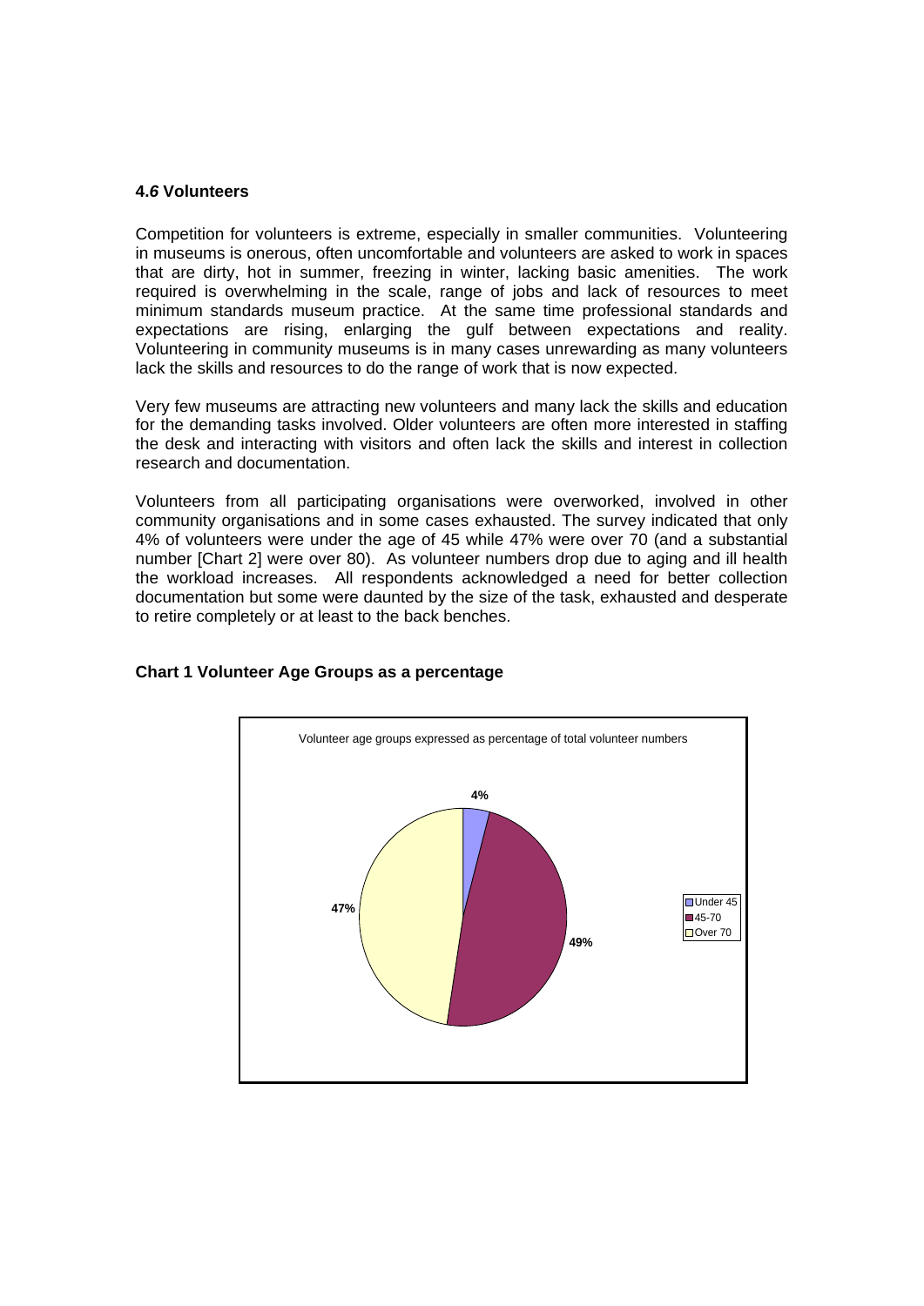### 4.6 Volunteers

Competition for volunteers is extreme, especially in smaller communities. Volunteering in museums is onerous, often uncomfortable and volunteers are asked to work in spaces that are dirty, hot in summer, freezing in winter, lacking basic amenities. The work required is overwhelming in the scale, range of jobs and lack of resources to meet minimum standards museum practice. At the same time professional standards and expectations are rising, enlarging the gulf between expectations and reality. Volunteering in community museums is in many cases unrewarding as many volunteers lack the skills and resources to do the range of work that is now expected.

Very few museums are attracting new volunteers and many lack the skills and education for the demanding tasks involved. Older volunteers are often more interested in staffing the desk and interacting with visitors and often lack the skills and interest in collection research and documentation.

Volunteers from all participating organisations were overworked, involved in other community organisations and in some cases exhausted. The survey indicated that only 4% of volunteers were under the age of 45 while 47% were over 70 (and a substantial number [Chart 2] were over 80). As volunteer numbers drop due to aging and ill health the workload increases. All respondents acknowledged a need for better collection documentation but some were daunted by the size of the task, exhausted and desperate to retire completely or at least to the back benches.

**Chart 1 Volunteer Age Groups as a percentage**

Volunteer age groups expressed as percentage of total volunteer numbers

| Age group | Percentage |
|---|---|
| Under 45 | 4% |
| 45-70 | 49% |
| Over 70 | 47% |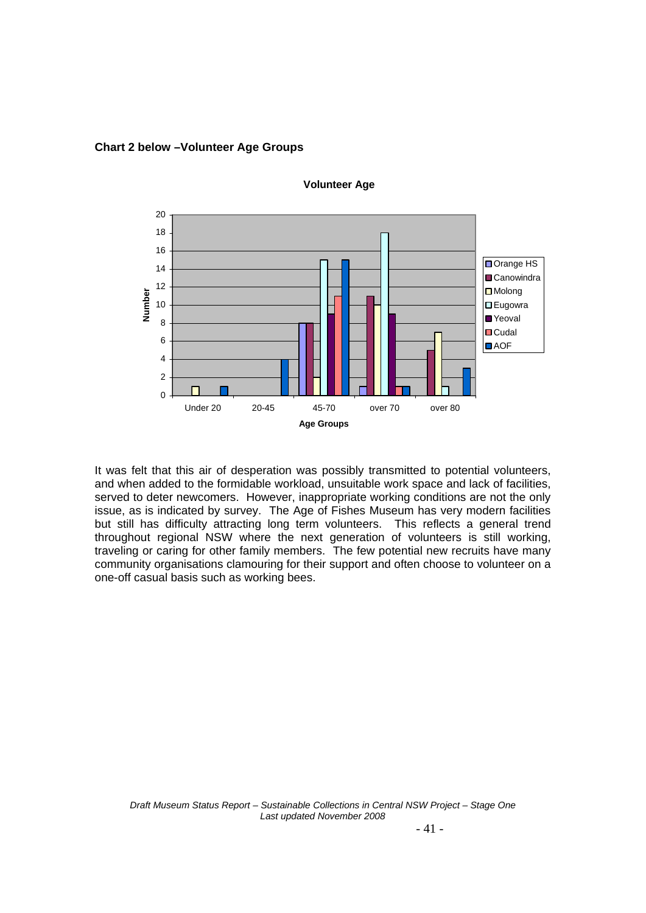**Chart 2 below –Volunteer Age Groups**

It was felt that this air of desperation was possibly transmitted to potential volunteers, and when added to the formidable workload, unsuitable work space and lack of facilities, served to deter newcomers. However, inappropriate working conditions are not the only issue, as is indicated by survey. The Age of Fishes Museum has very modern facilities but still has difficulty attracting long term volunteers. This reflects a general trend throughout regional NSW where the next generation of volunteers is still working, traveling or caring for other family members. The few potential new recruits have many community organisations clamouring for their support and often choose to volunteer on a one-off casual basis such as working bees.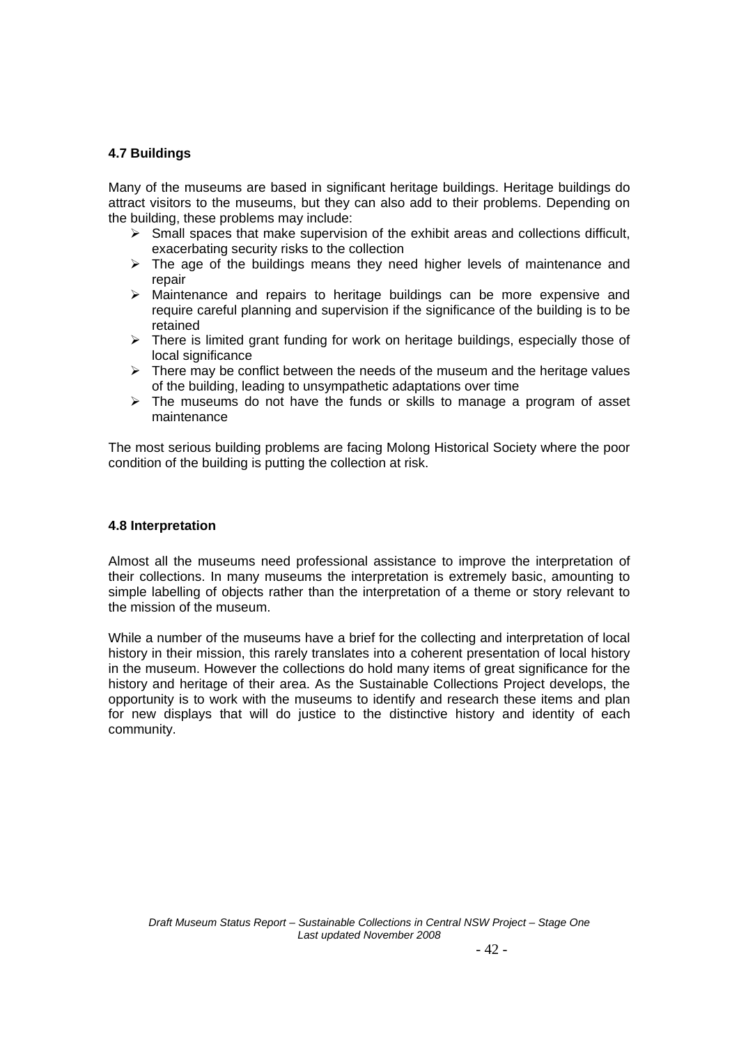### 4.7 Buildings

Many of the museums are based in significant heritage buildings. Heritage buildings do attract visitors to the museums, but they can also add to their problems. Depending on the building, these problems may include:

- Small spaces that make supervision of the exhibit areas and collections difficult, exacerbating security risks to the collection
- The age of the buildings means they need higher levels of maintenance and repair
- Maintenance and repairs to heritage buildings can be more expensive and require careful planning and supervision if the significance of the building is to be retained
- There is limited grant funding for work on heritage buildings, especially those of local significance
- There may be conflict between the needs of the museum and the heritage values of the building, leading to unsympathetic adaptations over time
- The museums do not have the funds or skills to manage a program of asset maintenance

The most serious building problems are facing Molong Historical Society where the poor condition of the building is putting the collection at risk.

### 4.8 Interpretation

Almost all the museums need professional assistance to improve the interpretation of their collections. In many museums the interpretation is extremely basic, amounting to simple labelling of objects rather than the interpretation of a theme or story relevant to the mission of the museum.

While a number of the museums have a brief for the collecting and interpretation of local history in their mission, this rarely translates into a coherent presentation of local history in the museum. However the collections do hold many items of great significance for the history and heritage of their area. As the Sustainable Collections Project develops, the opportunity is to work with the museums to identify and research these items and plan for new displays that will do justice to the distinctive history and identity of each community.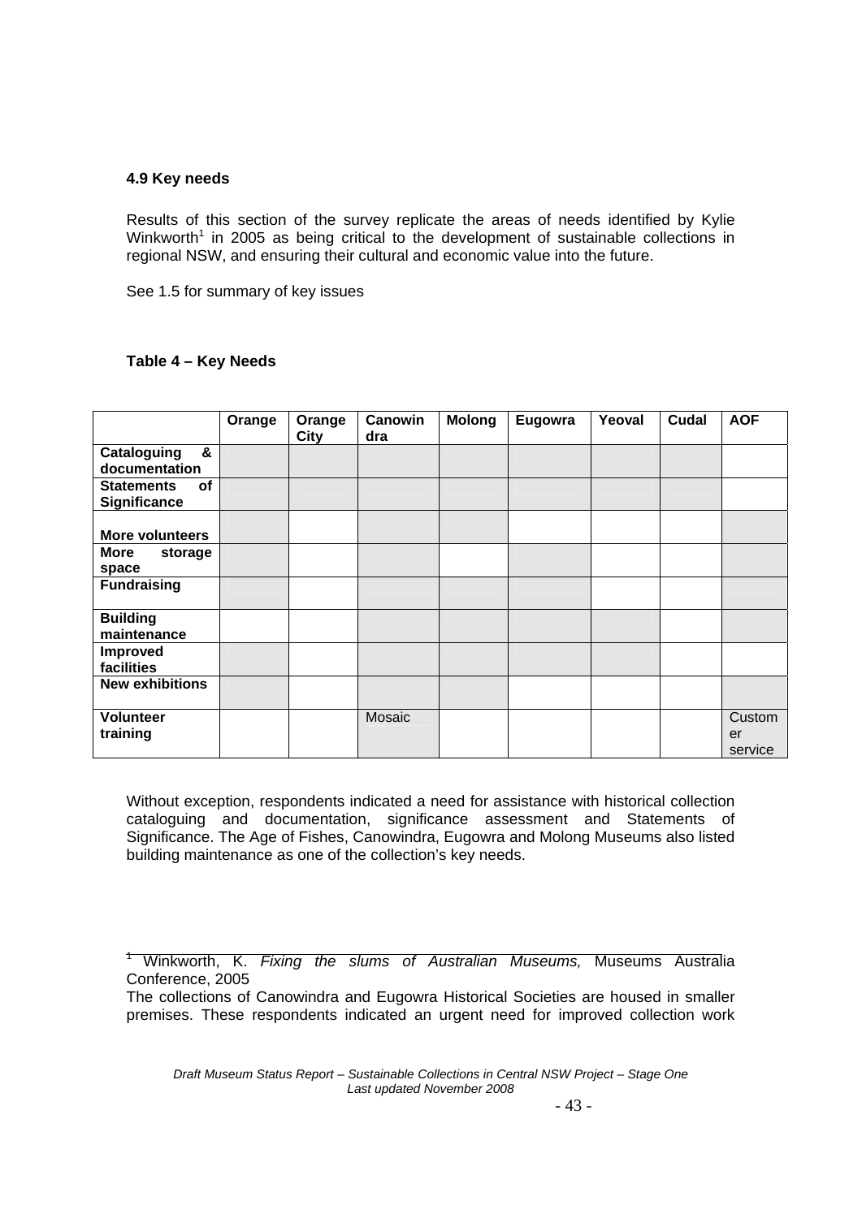### 4.9 Key needs

Results of this section of the survey replicate the areas of needs identified by Kylie Winkworth[1] in 2005 as being critical to the development of sustainable collections in regional NSW, and ensuring their cultural and economic value into the future.

See 1.5 for summary of key issues

**Table 4 – Key Needs**

| | Orange | Orange City | Canowindra | Molong | Eugowra | Yeoval | Cudal | AOF |
|---|---|---|---|---|---|---|---|---|
| **Cataloguing & documentation** | | | | | | | | |
| **Statements of Significance** | | | | | | | | |
| **More volunteers** | | | | | | | | |
| **More storage space** | | | | | | | | |
| **Fundraising** | | | | | | | | |
| **Building maintenance** | | | | | | | | |
| **Improved facilities** | | | | | | | | |
| **New exhibitions** | | | | | | | | |
| **Volunteer training** | | | Mosaic | | | | | Customer service |

Without exception, respondents indicated a need for assistance with historical collection cataloguing and documentation, significance assessment and Statements of Significance. The Age of Fishes, Canowindra, Eugowra and Molong Museums also listed building maintenance as one of the collection's key needs.

[1] Winkworth, K. *Fixing the slums of Australian Museums,* Museums Australia Conference, 2005

The collections of Canowindra and Eugowra Historical Societies are housed in smaller premises. These respondents indicated an urgent need for improved collection work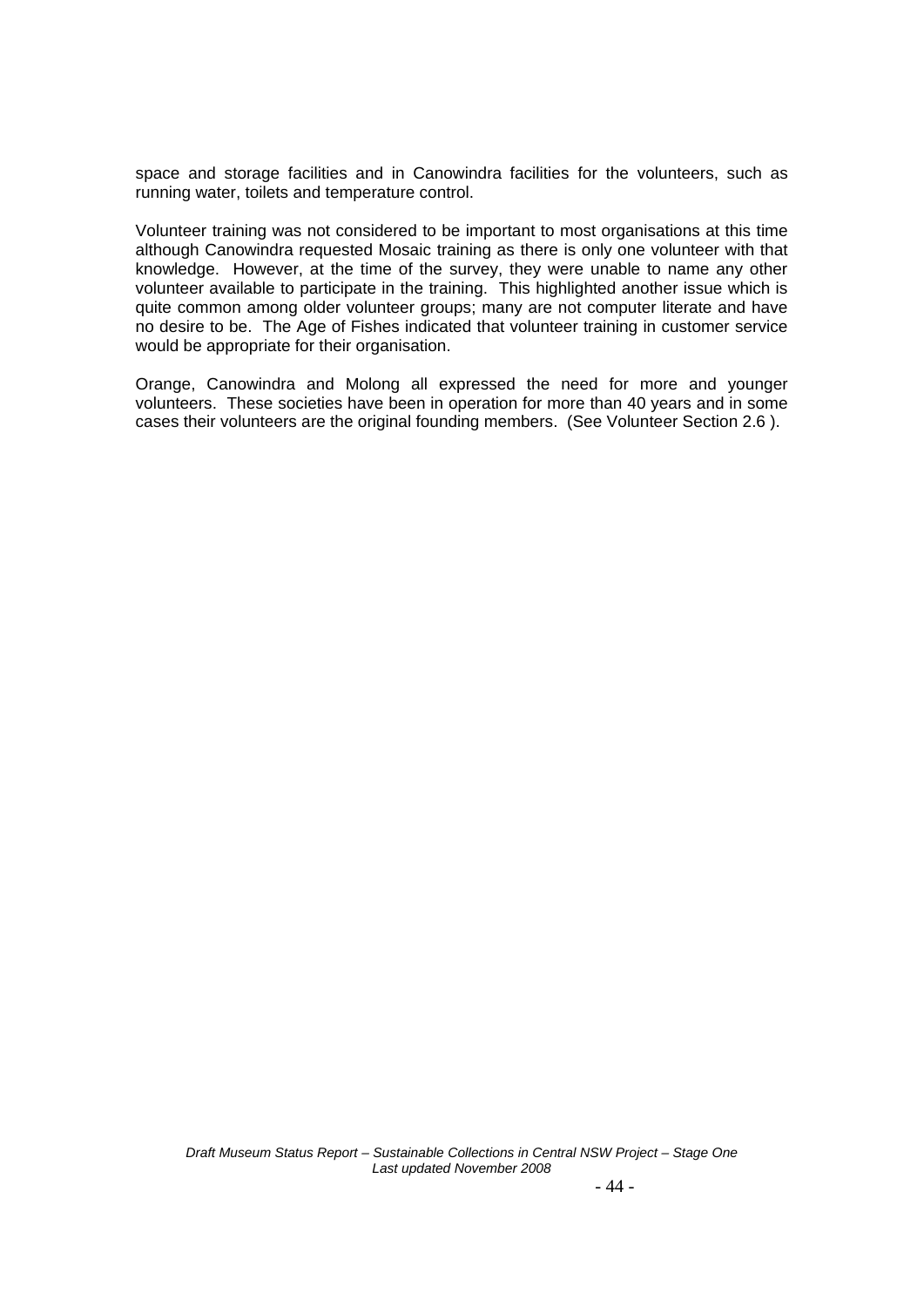space and storage facilities and in Canowindra facilities for the volunteers, such as running water, toilets and temperature control.

Volunteer training was not considered to be important to most organisations at this time although Canowindra requested Mosaic training as there is only one volunteer with that knowledge. However, at the time of the survey, they were unable to name any other volunteer available to participate in the training. This highlighted another issue which is quite common among older volunteer groups; many are not computer literate and have no desire to be. The Age of Fishes indicated that volunteer training in customer service would be appropriate for their organisation.

Orange, Canowindra and Molong all expressed the need for more and younger volunteers. These societies have been in operation for more than 40 years and in some cases their volunteers are the original founding members. (See Volunteer Section 2.6 ).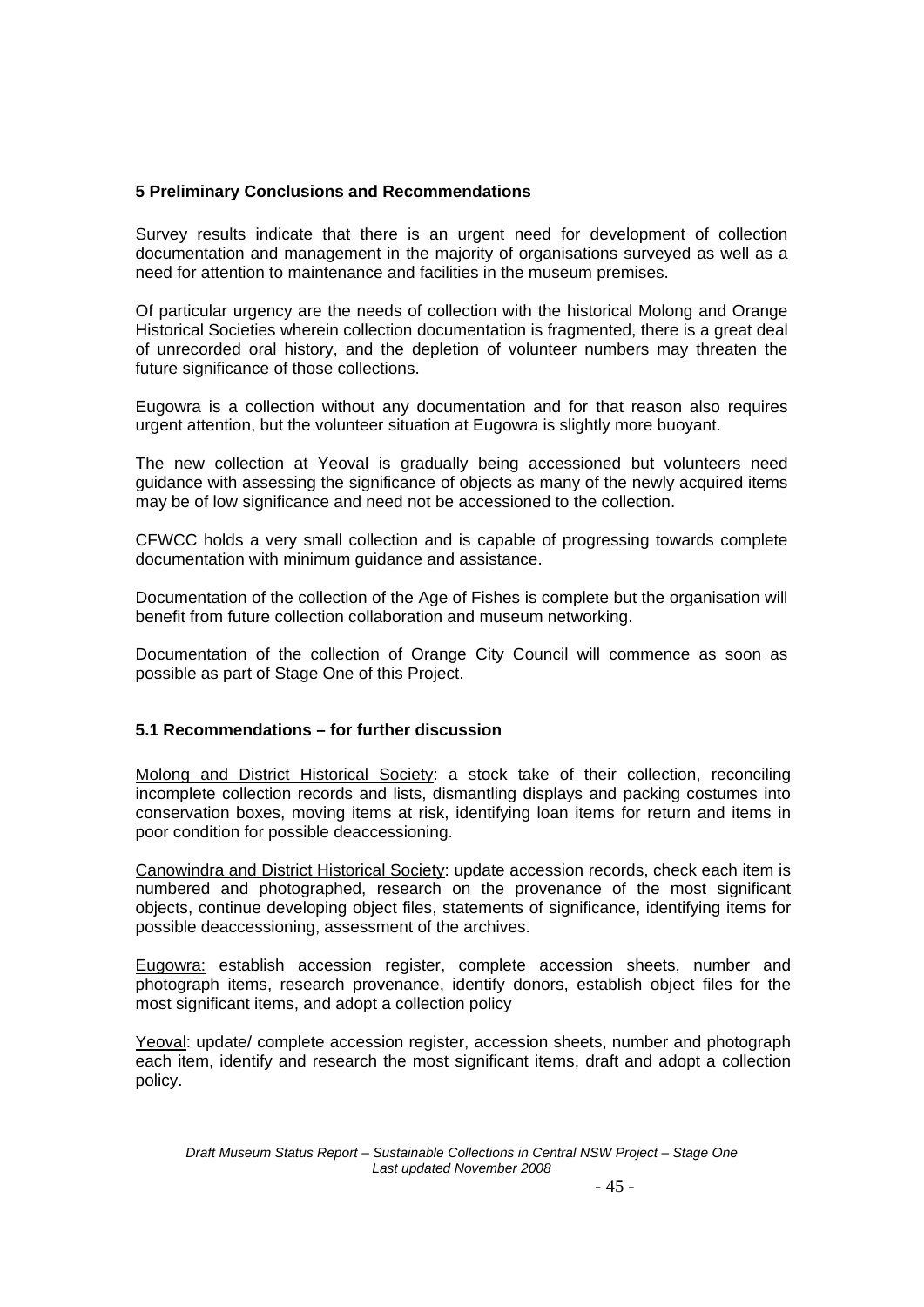## 5 Preliminary Conclusions and Recommendations

Survey results indicate that there is an urgent need for development of collection documentation and management in the majority of organisations surveyed as well as a need for attention to maintenance and facilities in the museum premises.

Of particular urgency are the needs of collection with the historical Molong and Orange Historical Societies wherein collection documentation is fragmented, there is a great deal of unrecorded oral history, and the depletion of volunteer numbers may threaten the future significance of those collections.

Eugowra is a collection without any documentation and for that reason also requires urgent attention, but the volunteer situation at Eugowra is slightly more buoyant.

The new collection at Yeoval is gradually being accessioned but volunteers need guidance with assessing the significance of objects as many of the newly acquired items may be of low significance and need not be accessioned to the collection.

CFWCC holds a very small collection and is capable of progressing towards complete documentation with minimum guidance and assistance.

Documentation of the collection of the Age of Fishes is complete but the organisation will benefit from future collection collaboration and museum networking.

Documentation of the collection of Orange City Council will commence as soon as possible as part of Stage One of this Project.

### 5.1 Recommendations – for further discussion

Molong and District Historical Society: a stock take of their collection, reconciling incomplete collection records and lists, dismantling displays and packing costumes into conservation boxes, moving items at risk, identifying loan items for return and items in poor condition for possible deaccessioning.

Canowindra and District Historical Society: update accession records, check each item is numbered and photographed, research on the provenance of the most significant objects, continue developing object files, statements of significance, identifying items for possible deaccessioning, assessment of the archives.

Eugowra: establish accession register, complete accession sheets, number and photograph items, research provenance, identify donors, establish object files for the most significant items, and adopt a collection policy

Yeoval: update/ complete accession register, accession sheets, number and photograph each item, identify and research the most significant items, draft and adopt a collection policy.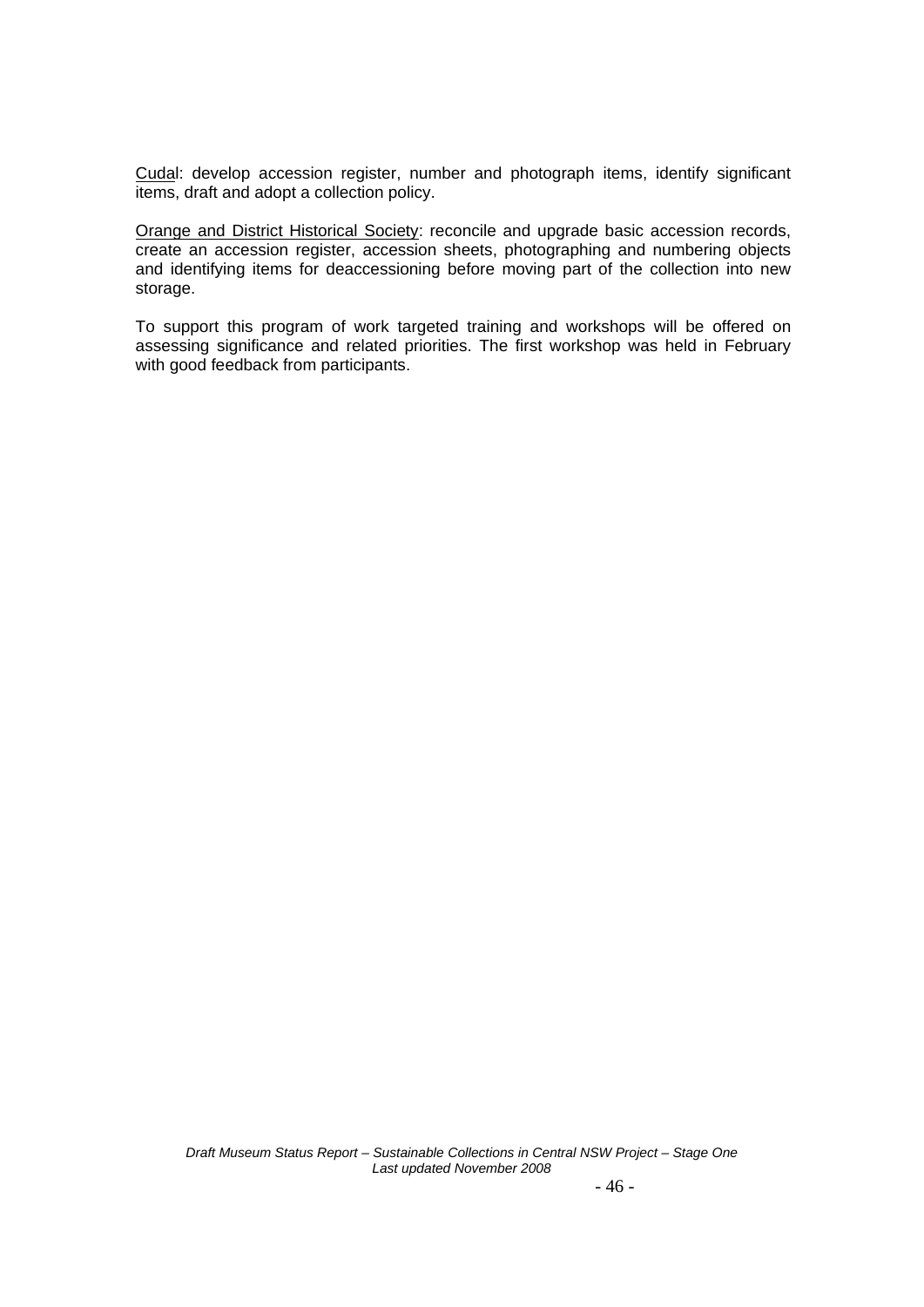Cudal: develop accession register, number and photograph items, identify significant items, draft and adopt a collection policy.

Orange and District Historical Society: reconcile and upgrade basic accession records, create an accession register, accession sheets, photographing and numbering objects and identifying items for deaccessioning before moving part of the collection into new storage.

To support this program of work targeted training and workshops will be offered on assessing significance and related priorities. The first workshop was held in February with good feedback from participants.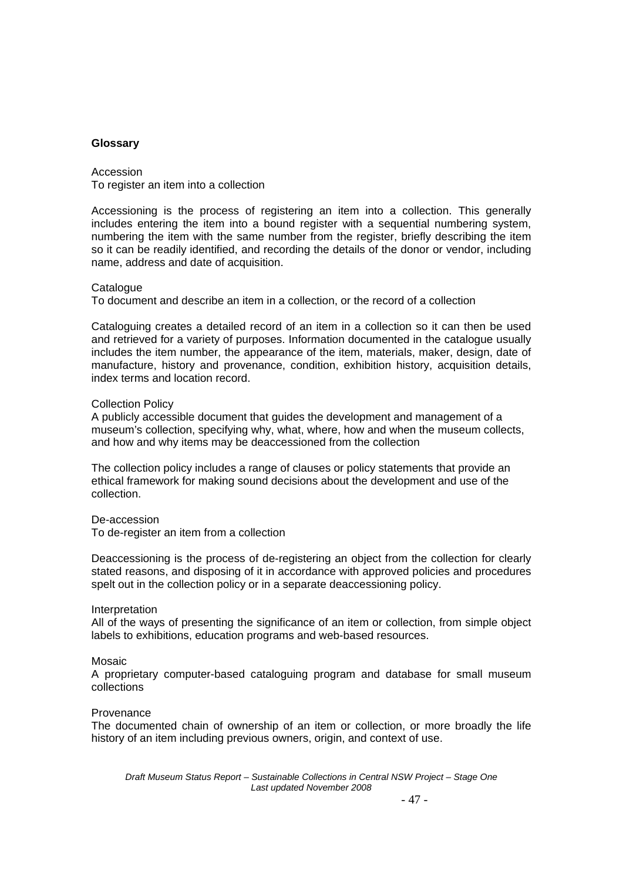## Glossary

Accession
To register an item into a collection

Accessioning is the process of registering an item into a collection. This generally includes entering the item into a bound register with a sequential numbering system, numbering the item with the same number from the register, briefly describing the item so it can be readily identified, and recording the details of the donor or vendor, including name, address and date of acquisition.

Catalogue
To document and describe an item in a collection, or the record of a collection

Cataloguing creates a detailed record of an item in a collection so it can then be used and retrieved for a variety of purposes. Information documented in the catalogue usually includes the item number, the appearance of the item, materials, maker, design, date of manufacture, history and provenance, condition, exhibition history, acquisition details, index terms and location record.

Collection Policy
A publicly accessible document that guides the development and management of a museum's collection, specifying why, what, where, how and when the museum collects, and how and why items may be deaccessioned from the collection

The collection policy includes a range of clauses or policy statements that provide an ethical framework for making sound decisions about the development and use of the collection.

De-accession
To de-register an item from a collection

Deaccessioning is the process of de-registering an object from the collection for clearly stated reasons, and disposing of it in accordance with approved policies and procedures spelt out in the collection policy or in a separate deaccessioning policy.

Interpretation
All of the ways of presenting the significance of an item or collection, from simple object labels to exhibitions, education programs and web-based resources.

Mosaic
A proprietary computer-based cataloguing program and database for small museum collections

Provenance
The documented chain of ownership of an item or collection, or more broadly the life history of an item including previous owners, origin, and context of use.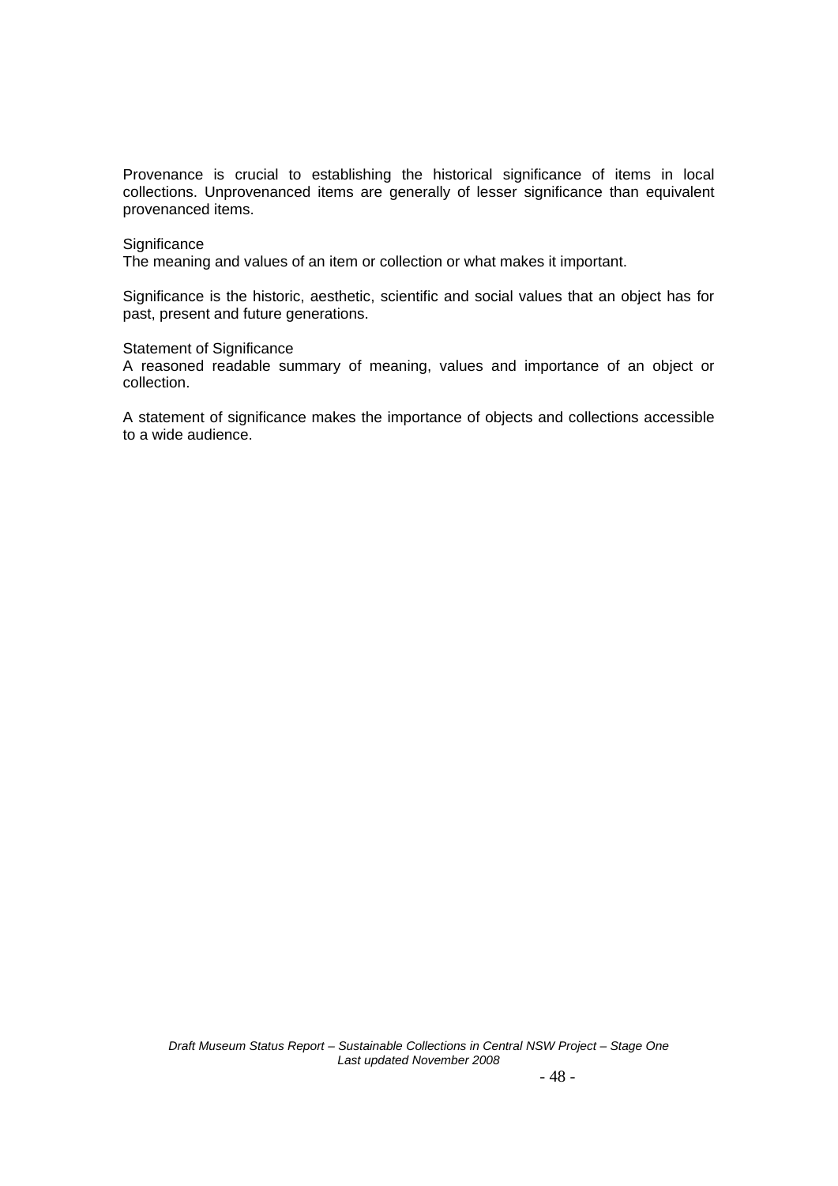Provenance is crucial to establishing the historical significance of items in local collections. Unprovenanced items are generally of lesser significance than equivalent provenanced items.

Significance
The meaning and values of an item or collection or what makes it important.

Significance is the historic, aesthetic, scientific and social values that an object has for past, present and future generations.

Statement of Significance
A reasoned readable summary of meaning, values and importance of an object or collection.

A statement of significance makes the importance of objects and collections accessible to a wide audience.